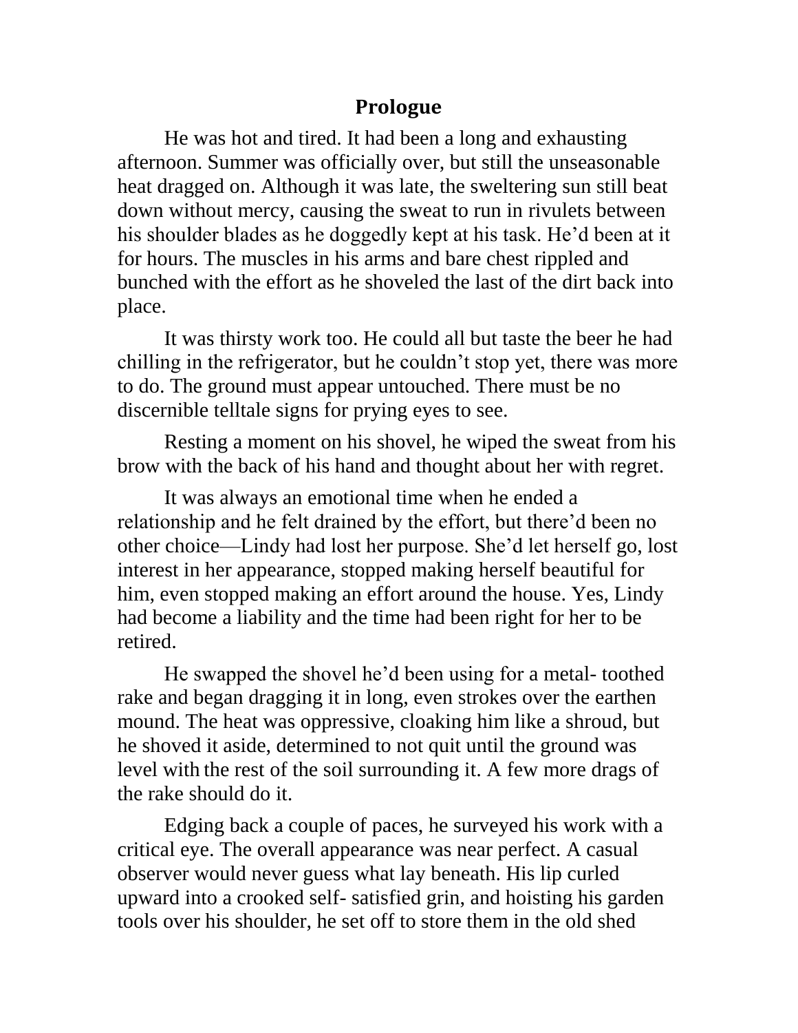# Prologue

He was hot and tired. It had been a long and exhausting afternoon. Summer was officially over, but still the unseasonable heat dragged on. Although it was late, the sweltering sun still beat down without mercy, causing the sweat to run in rivulets between his shoulder blades as he doggedly kept at his task. He'd been at it for hours. The muscles in his arms and bare chest rippled and bunched with the effort as he shoveled the last of the dirt back into place.

It was thirsty work too. He could all but taste the beer he had chilling in the refrigerator, but he couldn't stop yet, there was more to do. The ground must appear untouched. There must be no discernible telltale signs for prying eyes to see.

Resting a moment on his shovel, he wiped the sweat from his brow with the back of his hand and thought about her with regret.

It was always an emotional time when he ended a relationship and he felt drained by the effort, but there'd been no other choice—Lindy had lost her purpose. She'd let herself go, lost interest in her appearance, stopped making herself beautiful for him, even stopped making an effort around the house. Yes, Lindy had become a liability and the time had been right for her to be retired.

He swapped the shovel he'd been using for a metal- toothed rake and began dragging it in long, even strokes over the earthen mound. The heat was oppressive, cloaking him like a shroud, but he shoved it aside, determined to not quit until the ground was level with the rest of the soil surrounding it. A few more drags of the rake should do it.

Edging back a couple of paces, he surveyed his work with a critical eye. The overall appearance was near perfect. A casual observer would never guess what lay beneath. His lip curled upward into a crooked self- satisfied grin, and hoisting his garden tools over his shoulder, he set off to store them in the old shed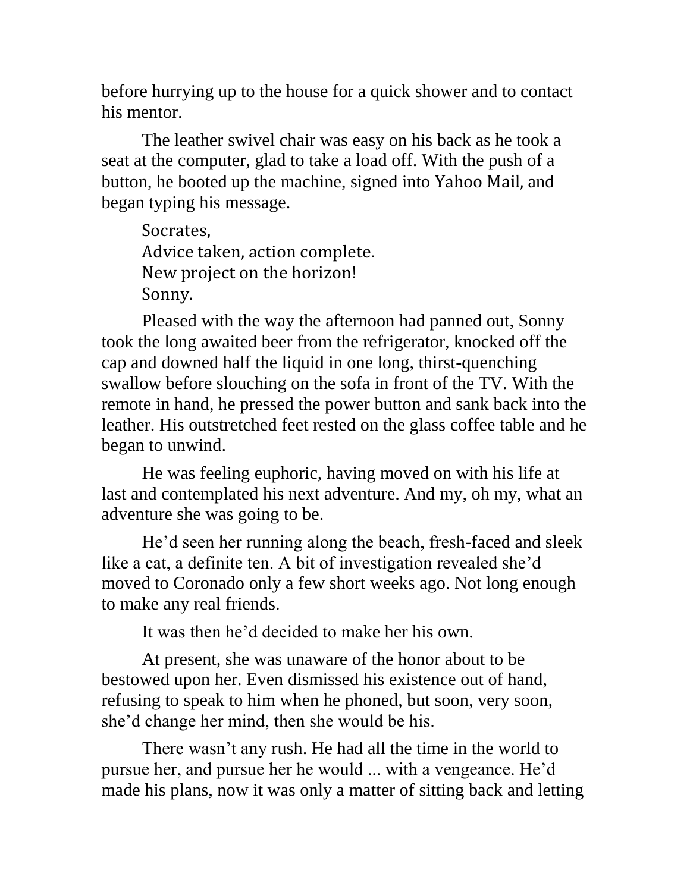before hurrying up to the house for a quick shower and to contact his mentor.

The leather swivel chair was easy on his back as he took a seat at the computer, glad to take a load off. With the push of a button, he booted up the machine, signed into Yahoo Mail, and began typing his message.

Socrates,  
Advice taken, action complete.  
New project on the horizon!  
Sonny.

Pleased with the way the afternoon had panned out, Sonny took the long awaited beer from the refrigerator, knocked off the cap and downed half the liquid in one long, thirst-quenching swallow before slouching on the sofa in front of the TV. With the remote in hand, he pressed the power button and sank back into the leather. His outstretched feet rested on the glass coffee table and he began to unwind.

He was feeling euphoric, having moved on with his life at last and contemplated his next adventure. And my, oh my, what an adventure she was going to be.

He'd seen her running along the beach, fresh-faced and sleek like a cat, a definite ten. A bit of investigation revealed she'd moved to Coronado only a few short weeks ago. Not long enough to make any real friends.

It was then he'd decided to make her his own.

At present, she was unaware of the honor about to be bestowed upon her. Even dismissed his existence out of hand, refusing to speak to him when he phoned, but soon, very soon, she'd change her mind, then she would be his.

There wasn't any rush. He had all the time in the world to pursue her, and pursue her he would ... with a vengeance. He'd made his plans, now it was only a matter of sitting back and letting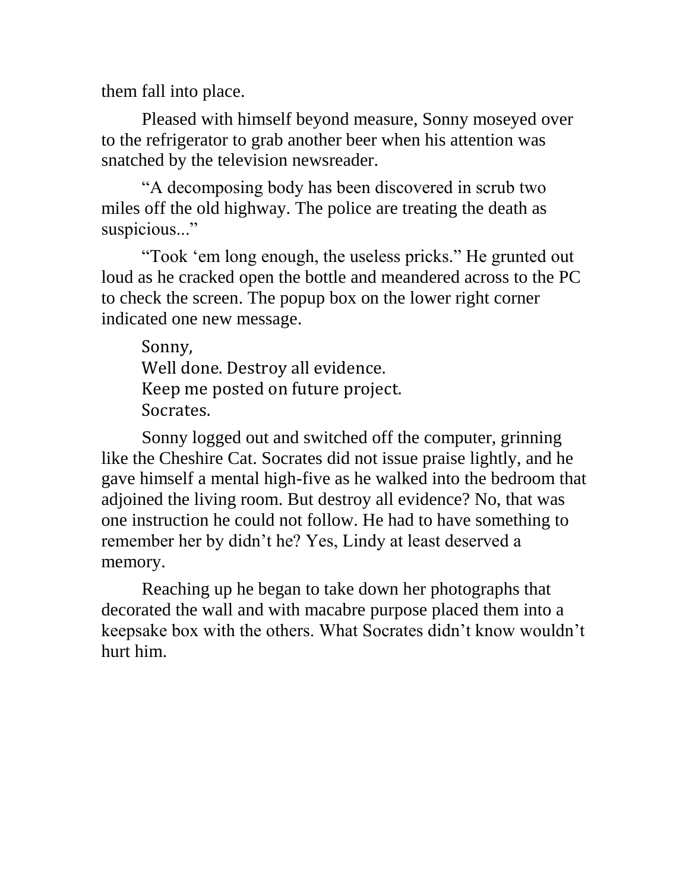them fall into place.

Pleased with himself beyond measure, Sonny moseyed over to the refrigerator to grab another beer when his attention was snatched by the television newsreader.

"A decomposing body has been discovered in scrub two miles off the old highway. The police are treating the death as suspicious..."

"Took 'em long enough, the useless pricks." He grunted out loud as he cracked open the bottle and meandered across to the PC to check the screen. The popup box on the lower right corner indicated one new message.

Sonny,
Well done. Destroy all evidence.
Keep me posted on future project.
Socrates.

Sonny logged out and switched off the computer, grinning like the Cheshire Cat. Socrates did not issue praise lightly, and he gave himself a mental high-five as he walked into the bedroom that adjoined the living room. But destroy all evidence? No, that was one instruction he could not follow. He had to have something to remember her by didn't he? Yes, Lindy at least deserved a memory.

Reaching up he began to take down her photographs that decorated the wall and with macabre purpose placed them into a keepsake box with the others. What Socrates didn't know wouldn't hurt him.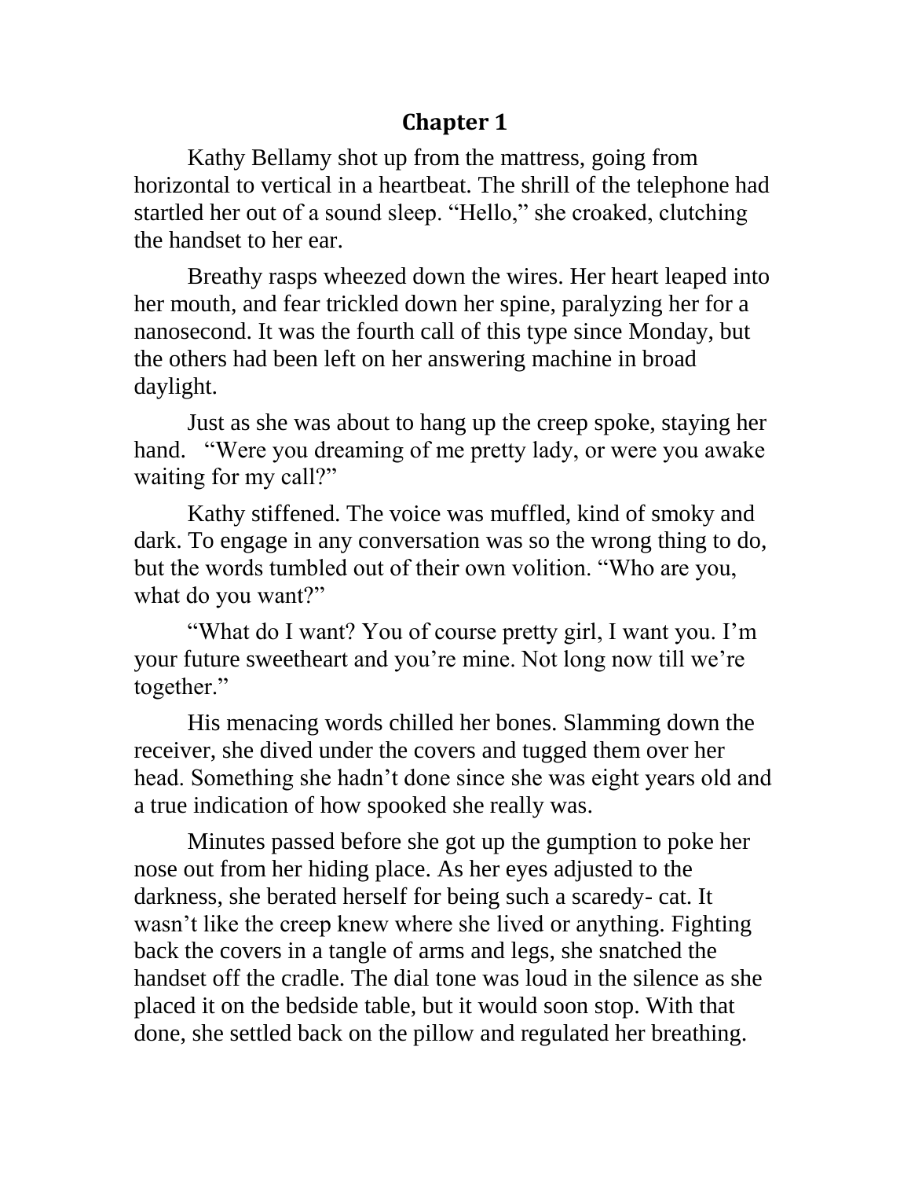## Chapter 1

Kathy Bellamy shot up from the mattress, going from horizontal to vertical in a heartbeat. The shrill of the telephone had startled her out of a sound sleep. "Hello," she croaked, clutching the handset to her ear.

Breathy rasps wheezed down the wires. Her heart leaped into her mouth, and fear trickled down her spine, paralyzing her for a nanosecond. It was the fourth call of this type since Monday, but the others had been left on her answering machine in broad daylight.

Just as she was about to hang up the creep spoke, staying her hand. "Were you dreaming of me pretty lady, or were you awake waiting for my call?"

Kathy stiffened. The voice was muffled, kind of smoky and dark. To engage in any conversation was so the wrong thing to do, but the words tumbled out of their own volition. "Who are you, what do you want?"

"What do I want? You of course pretty girl, I want you. I'm your future sweetheart and you're mine. Not long now till we're together."

His menacing words chilled her bones. Slamming down the receiver, she dived under the covers and tugged them over her head. Something she hadn't done since she was eight years old and a true indication of how spooked she really was.

Minutes passed before she got up the gumption to poke her nose out from her hiding place. As her eyes adjusted to the darkness, she berated herself for being such a scaredy- cat. It wasn't like the creep knew where she lived or anything. Fighting back the covers in a tangle of arms and legs, she snatched the handset off the cradle. The dial tone was loud in the silence as she placed it on the bedside table, but it would soon stop. With that done, she settled back on the pillow and regulated her breathing.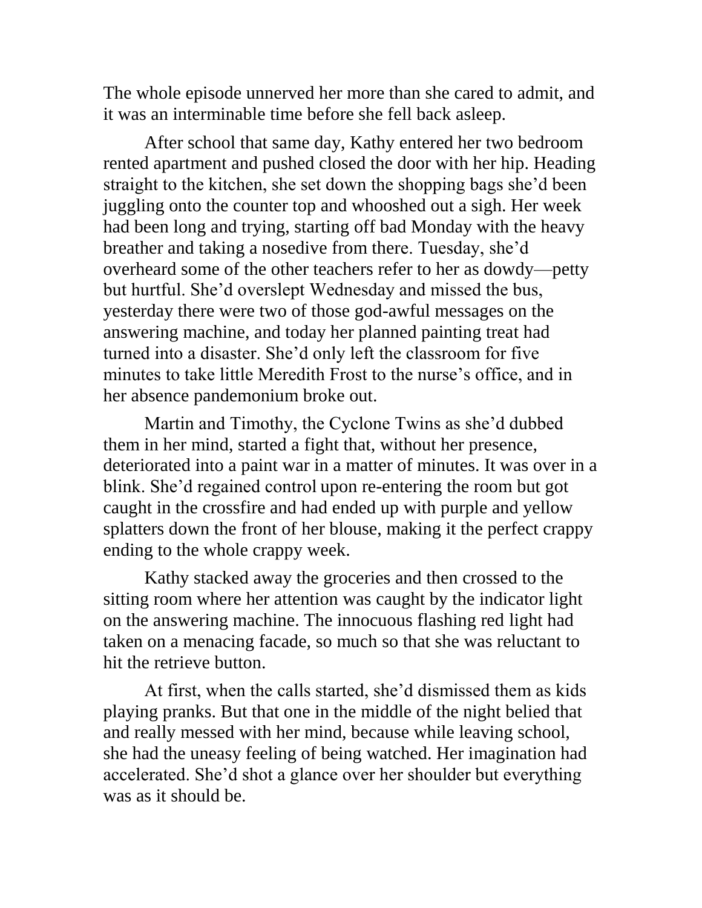The whole episode unnerved her more than she cared to admit, and it was an interminable time before she fell back asleep.

After school that same day, Kathy entered her two bedroom rented apartment and pushed closed the door with her hip. Heading straight to the kitchen, she set down the shopping bags she'd been juggling onto the counter top and whooshed out a sigh. Her week had been long and trying, starting off bad Monday with the heavy breather and taking a nosedive from there. Tuesday, she'd overheard some of the other teachers refer to her as dowdy—petty but hurtful. She'd overslept Wednesday and missed the bus, yesterday there were two of those god-awful messages on the answering machine, and today her planned painting treat had turned into a disaster. She'd only left the classroom for five minutes to take little Meredith Frost to the nurse's office, and in her absence pandemonium broke out.

Martin and Timothy, the Cyclone Twins as she'd dubbed them in her mind, started a fight that, without her presence, deteriorated into a paint war in a matter of minutes. It was over in a blink. She'd regained control upon re-entering the room but got caught in the crossfire and had ended up with purple and yellow splatters down the front of her blouse, making it the perfect crappy ending to the whole crappy week.

Kathy stacked away the groceries and then crossed to the sitting room where her attention was caught by the indicator light on the answering machine. The innocuous flashing red light had taken on a menacing facade, so much so that she was reluctant to hit the retrieve button.

At first, when the calls started, she'd dismissed them as kids playing pranks. But that one in the middle of the night belied that and really messed with her mind, because while leaving school, she had the uneasy feeling of being watched. Her imagination had accelerated. She'd shot a glance over her shoulder but everything was as it should be.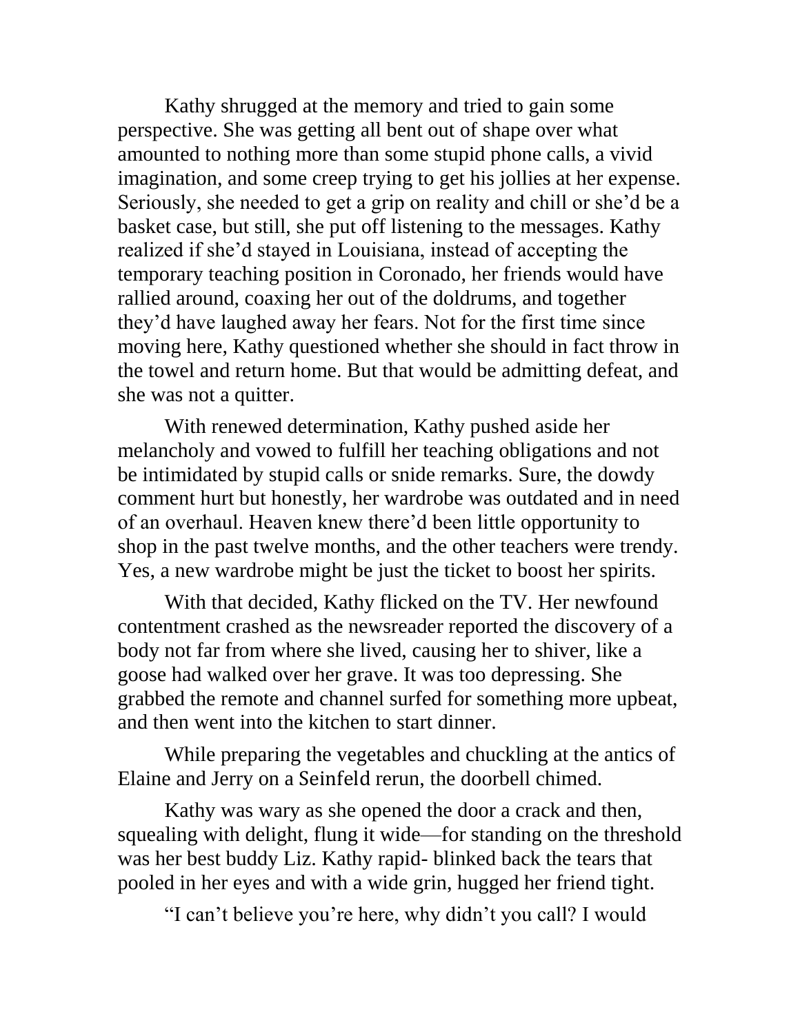Kathy shrugged at the memory and tried to gain some perspective. She was getting all bent out of shape over what amounted to nothing more than some stupid phone calls, a vivid imagination, and some creep trying to get his jollies at her expense. Seriously, she needed to get a grip on reality and chill or she'd be a basket case, but still, she put off listening to the messages. Kathy realized if she'd stayed in Louisiana, instead of accepting the temporary teaching position in Coronado, her friends would have rallied around, coaxing her out of the doldrums, and together they'd have laughed away her fears. Not for the first time since moving here, Kathy questioned whether she should in fact throw in the towel and return home. But that would be admitting defeat, and she was not a quitter.

With renewed determination, Kathy pushed aside her melancholy and vowed to fulfill her teaching obligations and not be intimidated by stupid calls or snide remarks. Sure, the dowdy comment hurt but honestly, her wardrobe was outdated and in need of an overhaul. Heaven knew there'd been little opportunity to shop in the past twelve months, and the other teachers were trendy. Yes, a new wardrobe might be just the ticket to boost her spirits.

With that decided, Kathy flicked on the TV. Her newfound contentment crashed as the newsreader reported the discovery of a body not far from where she lived, causing her to shiver, like a goose had walked over her grave. It was too depressing. She grabbed the remote and channel surfed for something more upbeat, and then went into the kitchen to start dinner.

While preparing the vegetables and chuckling at the antics of Elaine and Jerry on a *Seinfeld* rerun, the doorbell chimed.

Kathy was wary as she opened the door a crack and then, squealing with delight, flung it wide—for standing on the threshold was her best buddy Liz. Kathy rapid- blinked back the tears that pooled in her eyes and with a wide grin, hugged her friend tight.

"I can't believe you're here, why didn't you call? I would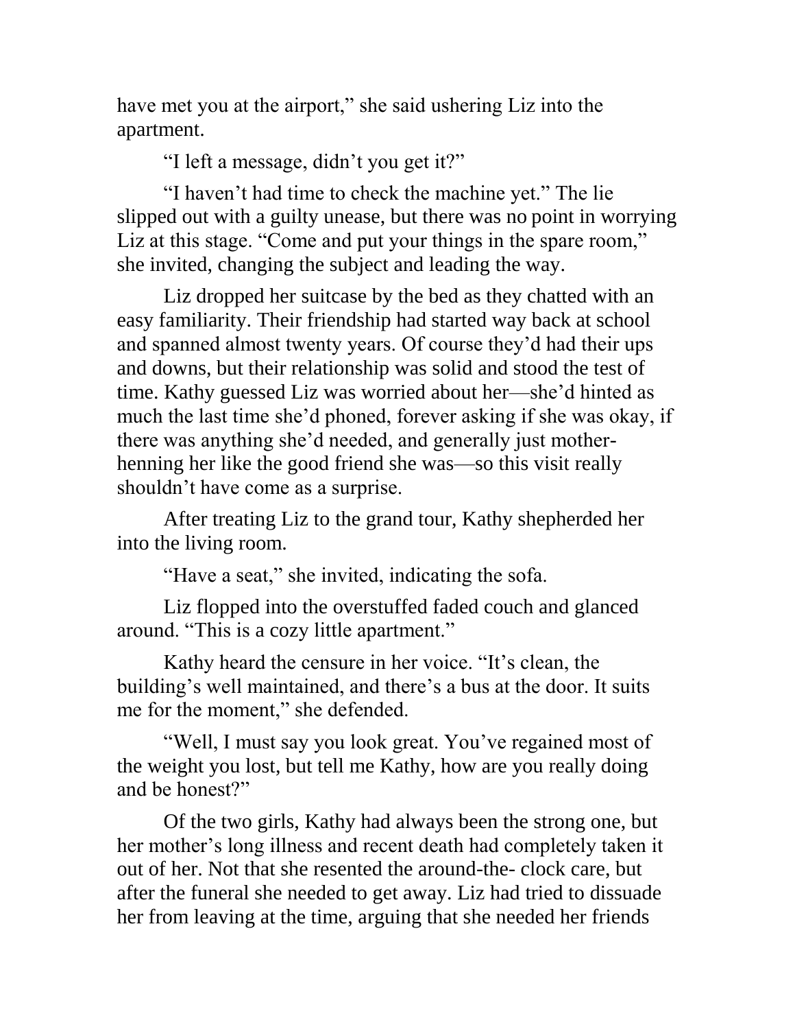have met you at the airport," she said ushering Liz into the apartment.

"I left a message, didn't you get it?"

"I haven't had time to check the machine yet." The lie slipped out with a guilty unease, but there was no point in worrying Liz at this stage. "Come and put your things in the spare room," she invited, changing the subject and leading the way.

Liz dropped her suitcase by the bed as they chatted with an easy familiarity. Their friendship had started way back at school and spanned almost twenty years. Of course they'd had their ups and downs, but their relationship was solid and stood the test of time. Kathy guessed Liz was worried about her—she'd hinted as much the last time she'd phoned, forever asking if she was okay, if there was anything she'd needed, and generally just mother-henning her like the good friend she was—so this visit really shouldn't have come as a surprise.

After treating Liz to the grand tour, Kathy shepherded her into the living room.

"Have a seat," she invited, indicating the sofa.

Liz flopped into the overstuffed faded couch and glanced around. "This is a cozy little apartment."

Kathy heard the censure in her voice. "It's clean, the building's well maintained, and there's a bus at the door. It suits me for the moment," she defended.

"Well, I must say you look great. You've regained most of the weight you lost, but tell me Kathy, how are you really doing and be honest?"

Of the two girls, Kathy had always been the strong one, but her mother's long illness and recent death had completely taken it out of her. Not that she resented the around-the- clock care, but after the funeral she needed to get away. Liz had tried to dissuade her from leaving at the time, arguing that she needed her friends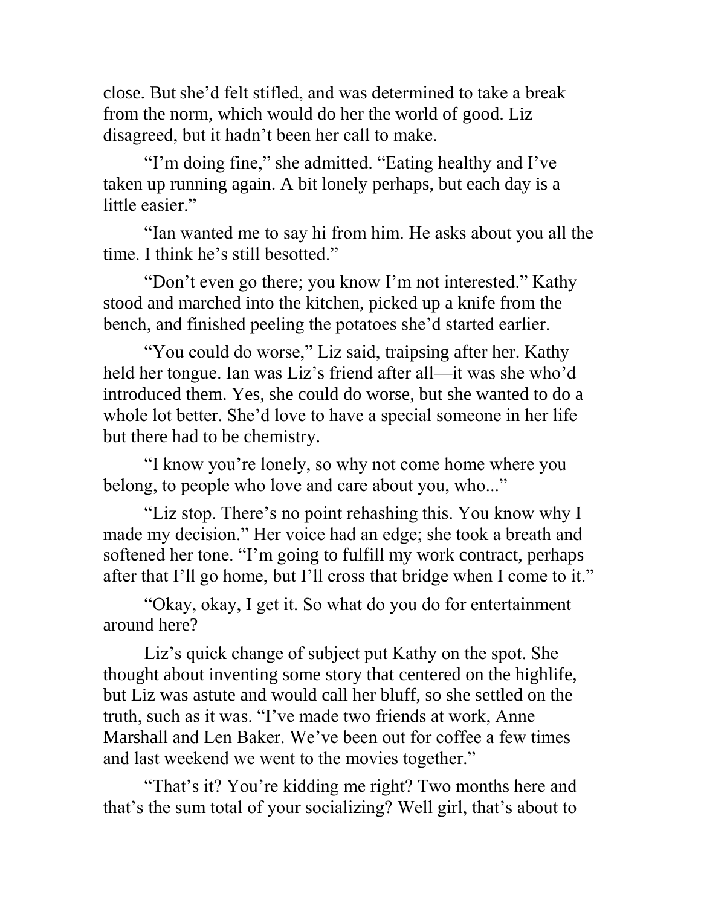close. But she'd felt stifled, and was determined to take a break from the norm, which would do her the world of good. Liz disagreed, but it hadn't been her call to make.

"I'm doing fine," she admitted. "Eating healthy and I've taken up running again. A bit lonely perhaps, but each day is a little easier."

"Ian wanted me to say hi from him. He asks about you all the time. I think he's still besotted."

"Don't even go there; you know I'm not interested." Kathy stood and marched into the kitchen, picked up a knife from the bench, and finished peeling the potatoes she'd started earlier.

"You could do worse," Liz said, traipsing after her. Kathy held her tongue. Ian was Liz's friend after all—it was she who'd introduced them. Yes, she could do worse, but she wanted to do a whole lot better. She'd love to have a special someone in her life but there had to be chemistry.

"I know you're lonely, so why not come home where you belong, to people who love and care about you, who..."

"Liz stop. There's no point rehashing this. You know why I made my decision." Her voice had an edge; she took a breath and softened her tone. "I'm going to fulfill my work contract, perhaps after that I'll go home, but I'll cross that bridge when I come to it."

"Okay, okay, I get it. So what do you do for entertainment around here?

Liz's quick change of subject put Kathy on the spot. She thought about inventing some story that centered on the highlife, but Liz was astute and would call her bluff, so she settled on the truth, such as it was. "I've made two friends at work, Anne Marshall and Len Baker. We've been out for coffee a few times and last weekend we went to the movies together."

"That's it? You're kidding me right? Two months here and that's the sum total of your socializing? Well girl, that's about to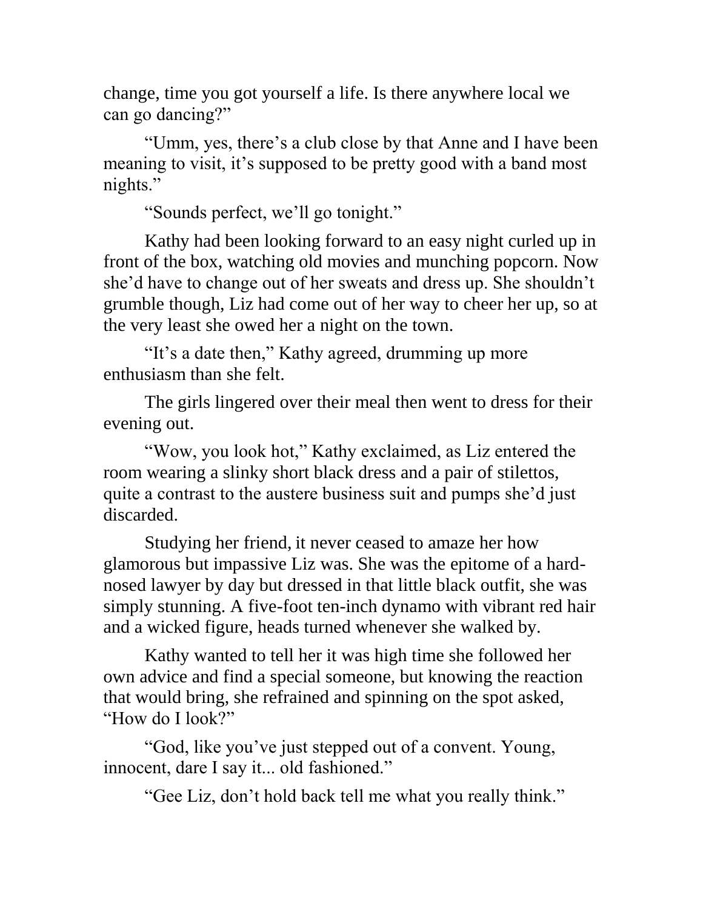change, time you got yourself a life. Is there anywhere local we can go dancing?"

"Umm, yes, there's a club close by that Anne and I have been meaning to visit, it's supposed to be pretty good with a band most nights."

"Sounds perfect, we'll go tonight."

Kathy had been looking forward to an easy night curled up in front of the box, watching old movies and munching popcorn. Now she'd have to change out of her sweats and dress up. She shouldn't grumble though, Liz had come out of her way to cheer her up, so at the very least she owed her a night on the town.

"It's a date then," Kathy agreed, drumming up more enthusiasm than she felt.

The girls lingered over their meal then went to dress for their evening out.

"Wow, you look hot," Kathy exclaimed, as Liz entered the room wearing a slinky short black dress and a pair of stilettos, quite a contrast to the austere business suit and pumps she'd just discarded.

Studying her friend, it never ceased to amaze her how glamorous but impassive Liz was. She was the epitome of a hard-nosed lawyer by day but dressed in that little black outfit, she was simply stunning. A five-foot ten-inch dynamo with vibrant red hair and a wicked figure, heads turned whenever she walked by.

Kathy wanted to tell her it was high time she followed her own advice and find a special someone, but knowing the reaction that would bring, she refrained and spinning on the spot asked, "How do I look?"

"God, like you've just stepped out of a convent. Young, innocent, dare I say it... old fashioned."

"Gee Liz, don't hold back tell me what you really think."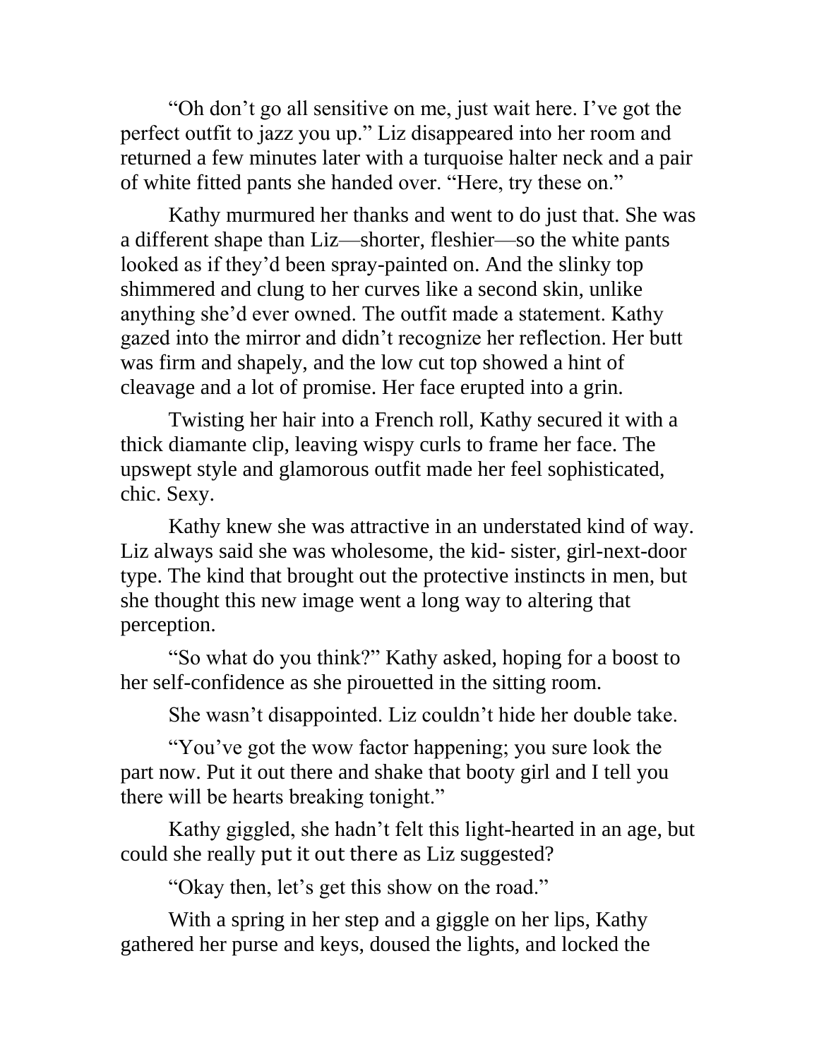"Oh don't go all sensitive on me, just wait here. I've got the perfect outfit to jazz you up." Liz disappeared into her room and returned a few minutes later with a turquoise halter neck and a pair of white fitted pants she handed over. "Here, try these on."

Kathy murmured her thanks and went to do just that. She was a different shape than Liz—shorter, fleshier—so the white pants looked as if they'd been spray-painted on. And the slinky top shimmered and clung to her curves like a second skin, unlike anything she'd ever owned. The outfit made a statement. Kathy gazed into the mirror and didn't recognize her reflection. Her butt was firm and shapely, and the low cut top showed a hint of cleavage and a lot of promise. Her face erupted into a grin.

Twisting her hair into a French roll, Kathy secured it with a thick diamante clip, leaving wispy curls to frame her face. The upswept style and glamorous outfit made her feel sophisticated, chic. Sexy.

Kathy knew she was attractive in an understated kind of way. Liz always said she was wholesome, the kid- sister, girl-next-door type. The kind that brought out the protective instincts in men, but she thought this new image went a long way to altering that perception.

"So what do you think?" Kathy asked, hoping for a boost to her self-confidence as she pirouetted in the sitting room.

She wasn't disappointed. Liz couldn't hide her double take.

"You've got the wow factor happening; you sure look the part now. Put it out there and shake that booty girl and I tell you there will be hearts breaking tonight."

Kathy giggled, she hadn't felt this light-hearted in an age, but could she really put it out there as Liz suggested?

"Okay then, let's get this show on the road."

With a spring in her step and a giggle on her lips, Kathy gathered her purse and keys, doused the lights, and locked the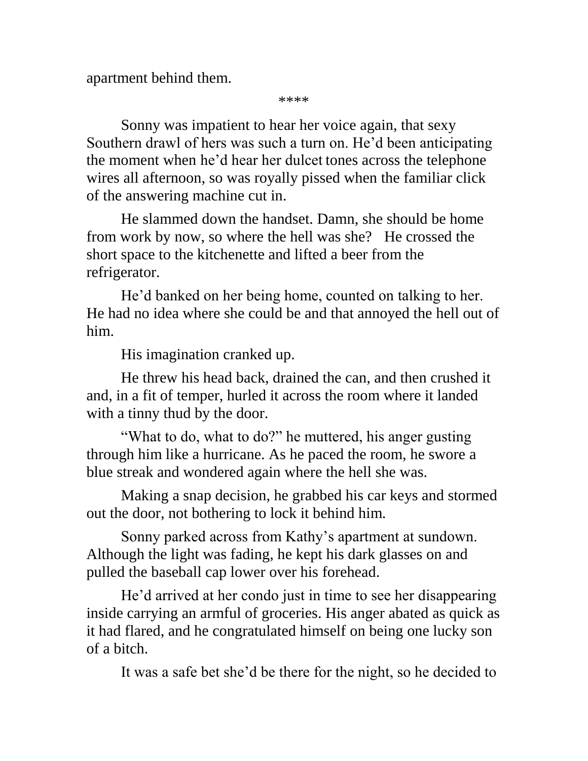apartment behind them.

****

Sonny was impatient to hear her voice again, that sexy Southern drawl of hers was such a turn on. He'd been anticipating the moment when he'd hear her dulcet tones across the telephone wires all afternoon, so was royally pissed when the familiar click of the answering machine cut in.

He slammed down the handset. Damn, she should be home from work by now, so where the hell was she? He crossed the short space to the kitchenette and lifted a beer from the refrigerator.

He'd banked on her being home, counted on talking to her. He had no idea where she could be and that annoyed the hell out of him.

His imagination cranked up.

He threw his head back, drained the can, and then crushed it and, in a fit of temper, hurled it across the room where it landed with a tinny thud by the door.

"What to do, what to do?" he muttered, his anger gusting through him like a hurricane. As he paced the room, he swore a blue streak and wondered again where the hell she was.

Making a snap decision, he grabbed his car keys and stormed out the door, not bothering to lock it behind him.

Sonny parked across from Kathy's apartment at sundown. Although the light was fading, he kept his dark glasses on and pulled the baseball cap lower over his forehead.

He'd arrived at her condo just in time to see her disappearing inside carrying an armful of groceries. His anger abated as quick as it had flared, and he congratulated himself on being one lucky son of a bitch.

It was a safe bet she'd be there for the night, so he decided to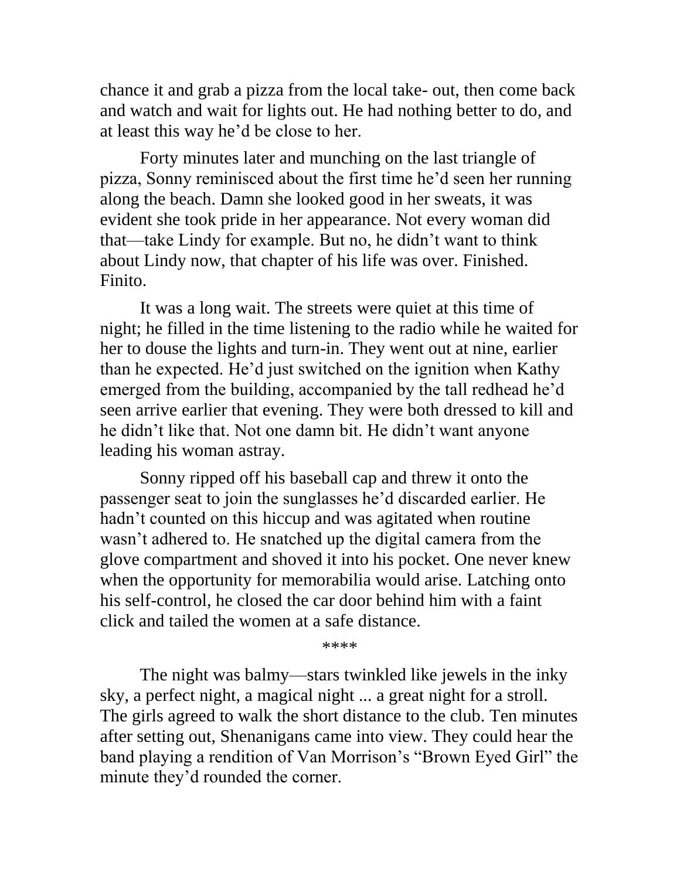chance it and grab a pizza from the local take- out, then come back and watch and wait for lights out. He had nothing better to do, and at least this way he'd be close to her.

Forty minutes later and munching on the last triangle of pizza, Sonny reminisced about the first time he'd seen her running along the beach. Damn she looked good in her sweats, it was evident she took pride in her appearance. Not every woman did that—take Lindy for example. But no, he didn't want to think about Lindy now, that chapter of his life was over. Finished. Finito.

It was a long wait. The streets were quiet at this time of night; he filled in the time listening to the radio while he waited for her to douse the lights and turn-in. They went out at nine, earlier than he expected. He'd just switched on the ignition when Kathy emerged from the building, accompanied by the tall redhead he'd seen arrive earlier that evening. They were both dressed to kill and he didn't like that. Not one damn bit. He didn't want anyone leading his woman astray.

Sonny ripped off his baseball cap and threw it onto the passenger seat to join the sunglasses he'd discarded earlier. He hadn't counted on this hiccup and was agitated when routine wasn't adhered to. He snatched up the digital camera from the glove compartment and shoved it into his pocket. One never knew when the opportunity for memorabilia would arise. Latching onto his self-control, he closed the car door behind him with a faint click and tailed the women at a safe distance.

****

The night was balmy—stars twinkled like jewels in the inky sky, a perfect night, a magical night ... a great night for a stroll. The girls agreed to walk the short distance to the club. Ten minutes after setting out, Shenanigans came into view. They could hear the band playing a rendition of Van Morrison's "Brown Eyed Girl" the minute they'd rounded the corner.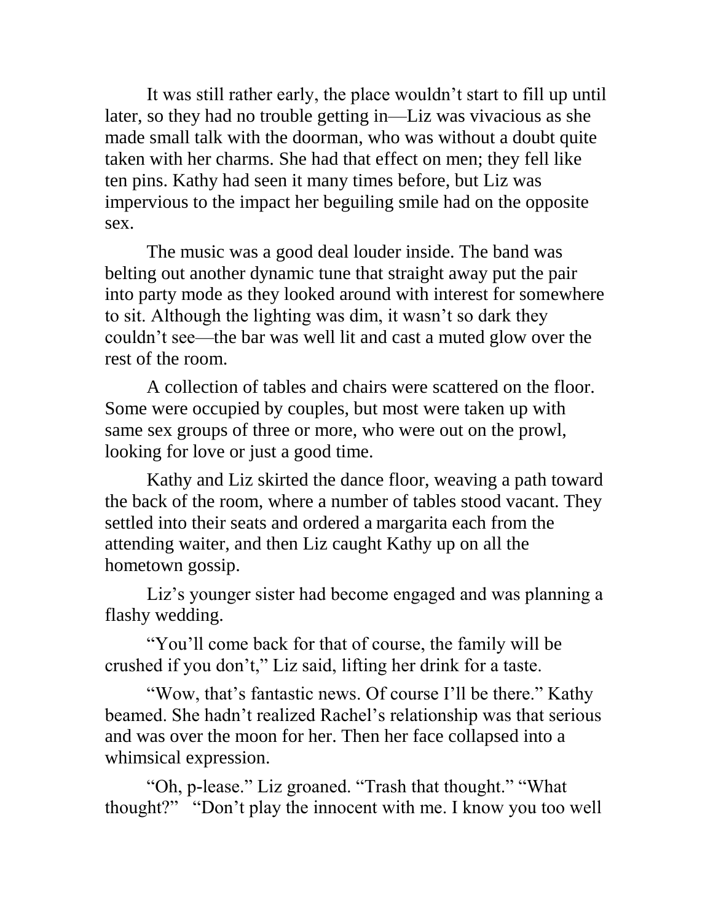It was still rather early, the place wouldn't start to fill up until later, so they had no trouble getting in—Liz was vivacious as she made small talk with the doorman, who was without a doubt quite taken with her charms. She had that effect on men; they fell like ten pins. Kathy had seen it many times before, but Liz was impervious to the impact her beguiling smile had on the opposite sex.

The music was a good deal louder inside. The band was belting out another dynamic tune that straight away put the pair into party mode as they looked around with interest for somewhere to sit. Although the lighting was dim, it wasn't so dark they couldn't see—the bar was well lit and cast a muted glow over the rest of the room.

A collection of tables and chairs were scattered on the floor. Some were occupied by couples, but most were taken up with same sex groups of three or more, who were out on the prowl, looking for love or just a good time.

Kathy and Liz skirted the dance floor, weaving a path toward the back of the room, where a number of tables stood vacant. They settled into their seats and ordered a margarita each from the attending waiter, and then Liz caught Kathy up on all the hometown gossip.

Liz's younger sister had become engaged and was planning a flashy wedding.

"You'll come back for that of course, the family will be crushed if you don't," Liz said, lifting her drink for a taste.

"Wow, that's fantastic news. Of course I'll be there." Kathy beamed. She hadn't realized Rachel's relationship was that serious and was over the moon for her. Then her face collapsed into a whimsical expression.

"Oh, p-lease." Liz groaned. "Trash that thought." "What thought?" "Don't play the innocent with me. I know you too well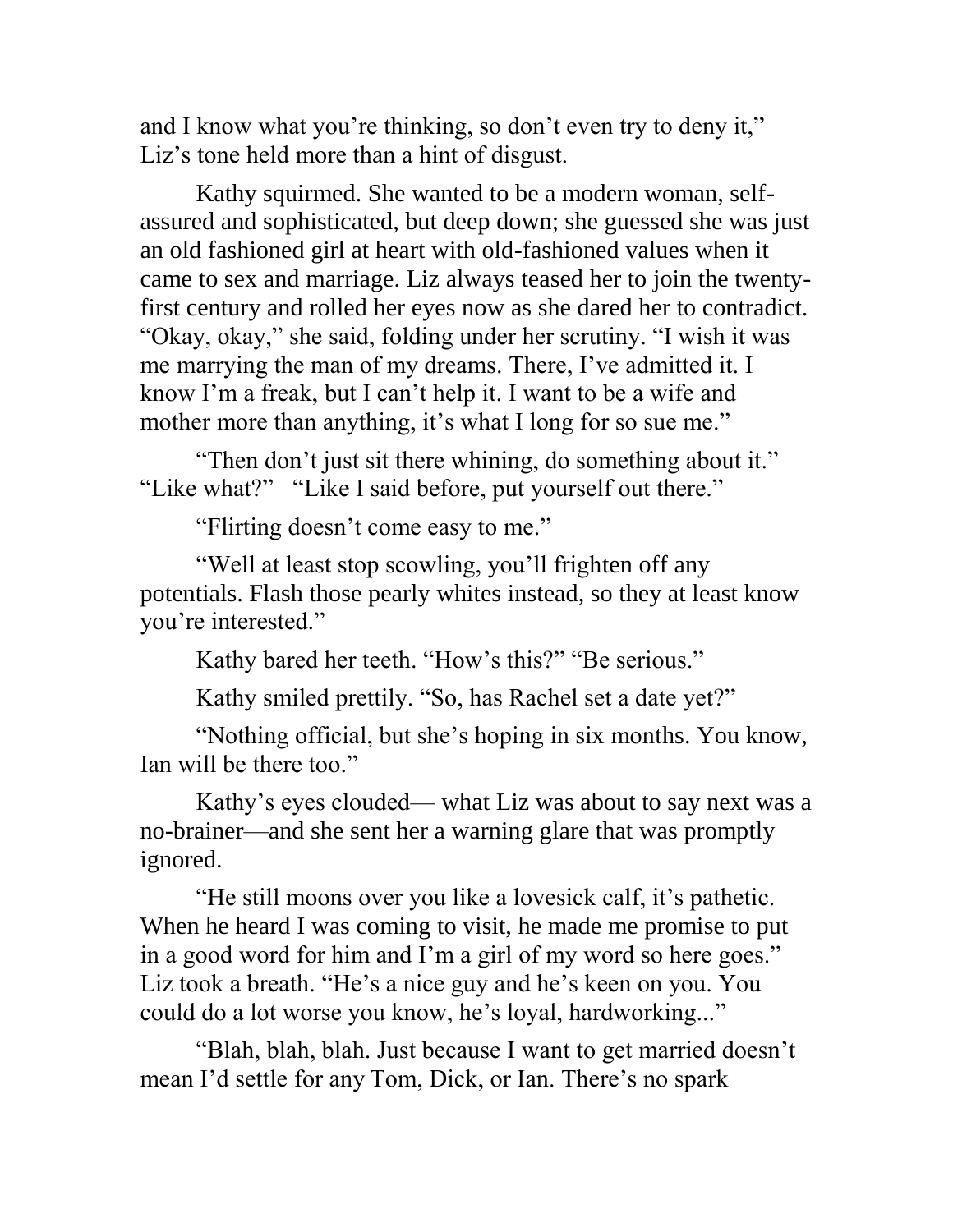and I know what you're thinking, so don't even try to deny it," Liz's tone held more than a hint of disgust.

Kathy squirmed. She wanted to be a modern woman, self-assured and sophisticated, but deep down; she guessed she was just an old fashioned girl at heart with old-fashioned values when it came to sex and marriage. Liz always teased her to join the twenty-first century and rolled her eyes now as she dared her to contradict. "Okay, okay," she said, folding under her scrutiny. "I wish it was me marrying the man of my dreams. There, I've admitted it. I know I'm a freak, but I can't help it. I want to be a wife and mother more than anything, it's what I long for so sue me."

"Then don't just sit there whining, do something about it." "Like what?" "Like I said before, put yourself out there."

"Flirting doesn't come easy to me."

"Well at least stop scowling, you'll frighten off any potentials. Flash those pearly whites instead, so they at least know you're interested."

Kathy bared her teeth. "How's this?" "Be serious."

Kathy smiled prettily. "So, has Rachel set a date yet?"

"Nothing official, but she's hoping in six months. You know, Ian will be there too."

Kathy's eyes clouded— what Liz was about to say next was a no-brainer—and she sent her a warning glare that was promptly ignored.

"He still moons over you like a lovesick calf, it's pathetic. When he heard I was coming to visit, he made me promise to put in a good word for him and I'm a girl of my word so here goes." Liz took a breath. "He's a nice guy and he's keen on you. You could do a lot worse you know, he's loyal, hardworking..."

"Blah, blah, blah. Just because I want to get married doesn't mean I'd settle for any Tom, Dick, or Ian. There's no spark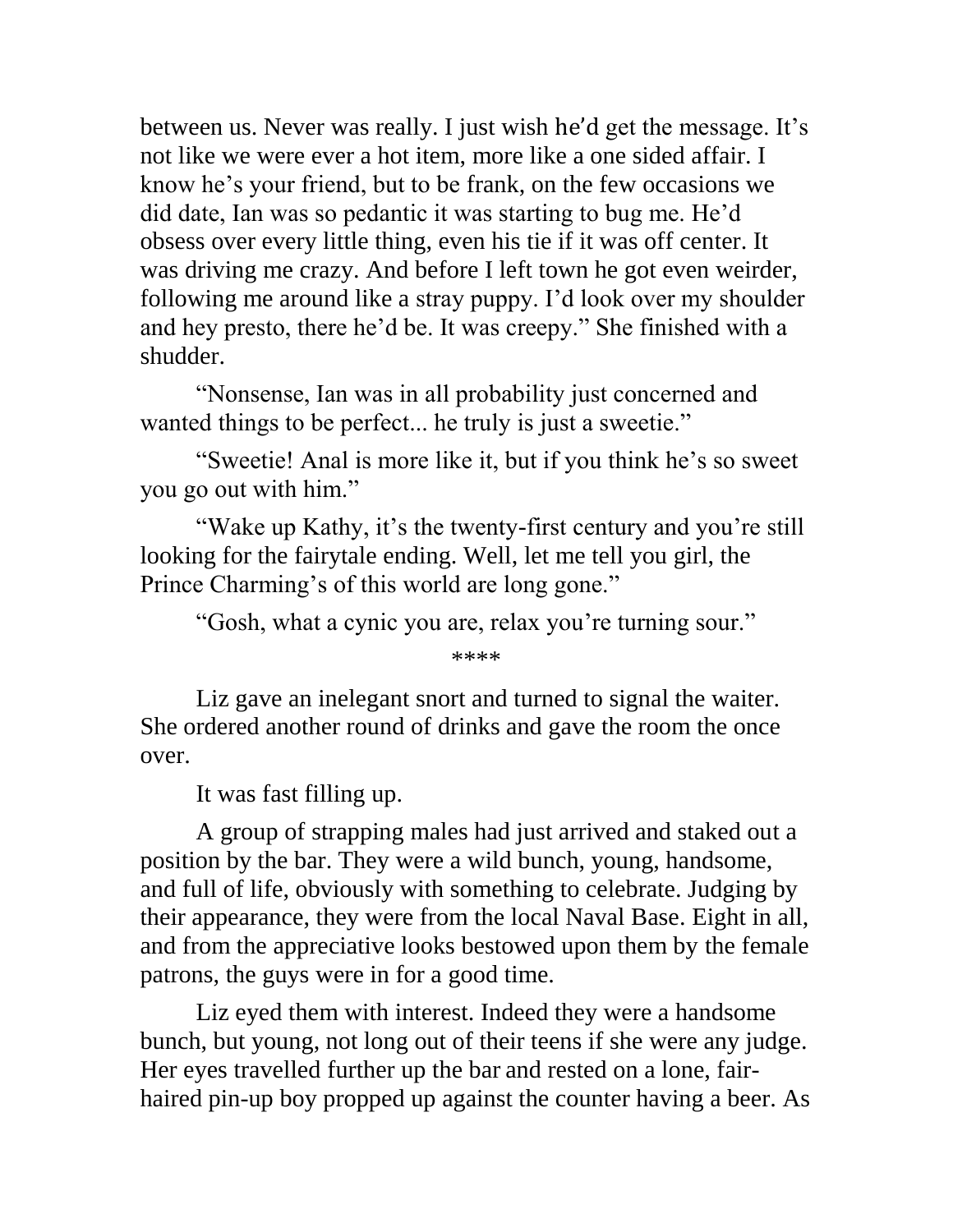between us. Never was really. I just wish he'd get the message. It's not like we were ever a hot item, more like a one sided affair. I know he's your friend, but to be frank, on the few occasions we did date, Ian was so pedantic it was starting to bug me. He'd obsess over every little thing, even his tie if it was off center. It was driving me crazy. And before I left town he got even weirder, following me around like a stray puppy. I'd look over my shoulder and hey presto, there he'd be. It was creepy." She finished with a shudder.

"Nonsense, Ian was in all probability just concerned and wanted things to be perfect... he truly is just a sweetie."

"Sweetie! Anal is more like it, but if you think he's so sweet you go out with him."

"Wake up Kathy, it's the twenty-first century and you're still looking for the fairytale ending. Well, let me tell you girl, the Prince Charming's of this world are long gone."

"Gosh, what a cynic you are, relax you're turning sour."

****

Liz gave an inelegant snort and turned to signal the waiter. She ordered another round of drinks and gave the room the once over.

It was fast filling up.

A group of strapping males had just arrived and staked out a position by the bar. They were a wild bunch, young, handsome, and full of life, obviously with something to celebrate. Judging by their appearance, they were from the local Naval Base. Eight in all, and from the appreciative looks bestowed upon them by the female patrons, the guys were in for a good time.

Liz eyed them with interest. Indeed they were a handsome bunch, but young, not long out of their teens if she were any judge. Her eyes travelled further up the bar and rested on a lone, fair-haired pin-up boy propped up against the counter having a beer. As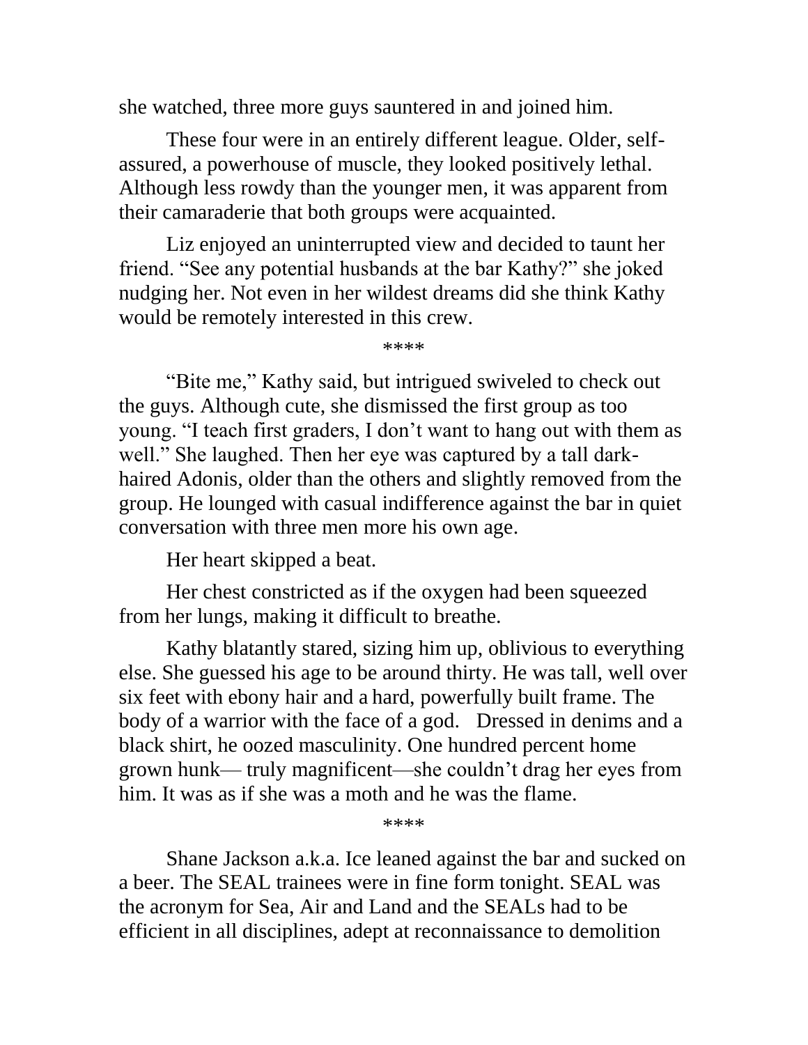she watched, three more guys sauntered in and joined him.

These four were in an entirely different league. Older, self-assured, a powerhouse of muscle, they looked positively lethal. Although less rowdy than the younger men, it was apparent from their camaraderie that both groups were acquainted.

Liz enjoyed an uninterrupted view and decided to taunt her friend. "See any potential husbands at the bar Kathy?" she joked nudging her. Not even in her wildest dreams did she think Kathy would be remotely interested in this crew.

****

"Bite me," Kathy said, but intrigued swiveled to check out the guys. Although cute, she dismissed the first group as too young. "I teach first graders, I don't want to hang out with them as well." She laughed. Then her eye was captured by a tall dark-haired Adonis, older than the others and slightly removed from the group. He lounged with casual indifference against the bar in quiet conversation with three men more his own age.

Her heart skipped a beat.

Her chest constricted as if the oxygen had been squeezed from her lungs, making it difficult to breathe.

Kathy blatantly stared, sizing him up, oblivious to everything else. She guessed his age to be around thirty. He was tall, well over six feet with ebony hair and a hard, powerfully built frame. The body of a warrior with the face of a god. Dressed in denims and a black shirt, he oozed masculinity. One hundred percent home grown hunk— truly magnificent—she couldn't drag her eyes from him. It was as if she was a moth and he was the flame.

****

Shane Jackson a.k.a. Ice leaned against the bar and sucked on a beer. The SEAL trainees were in fine form tonight. SEAL was the acronym for Sea, Air and Land and the SEALs had to be efficient in all disciplines, adept at reconnaissance to demolition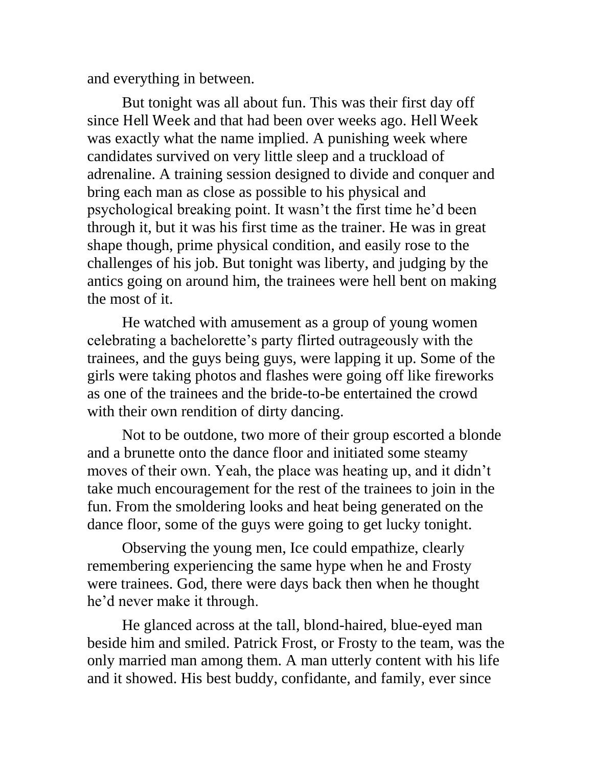and everything in between.

But tonight was all about fun. This was their first day off since Hell Week and that had been over weeks ago. Hell Week was exactly what the name implied. A punishing week where candidates survived on very little sleep and a truckload of adrenaline. A training session designed to divide and conquer and bring each man as close as possible to his physical and psychological breaking point. It wasn't the first time he'd been through it, but it was his first time as the trainer. He was in great shape though, prime physical condition, and easily rose to the challenges of his job. But tonight was liberty, and judging by the antics going on around him, the trainees were hell bent on making the most of it.

He watched with amusement as a group of young women celebrating a bachelorette's party flirted outrageously with the trainees, and the guys being guys, were lapping it up. Some of the girls were taking photos and flashes were going off like fireworks as one of the trainees and the bride-to-be entertained the crowd with their own rendition of dirty dancing.

Not to be outdone, two more of their group escorted a blonde and a brunette onto the dance floor and initiated some steamy moves of their own. Yeah, the place was heating up, and it didn't take much encouragement for the rest of the trainees to join in the fun. From the smoldering looks and heat being generated on the dance floor, some of the guys were going to get lucky tonight.

Observing the young men, Ice could empathize, clearly remembering experiencing the same hype when he and Frosty were trainees. God, there were days back then when he thought he'd never make it through.

He glanced across at the tall, blond-haired, blue-eyed man beside him and smiled. Patrick Frost, or Frosty to the team, was the only married man among them. A man utterly content with his life and it showed. His best buddy, confidante, and family, ever since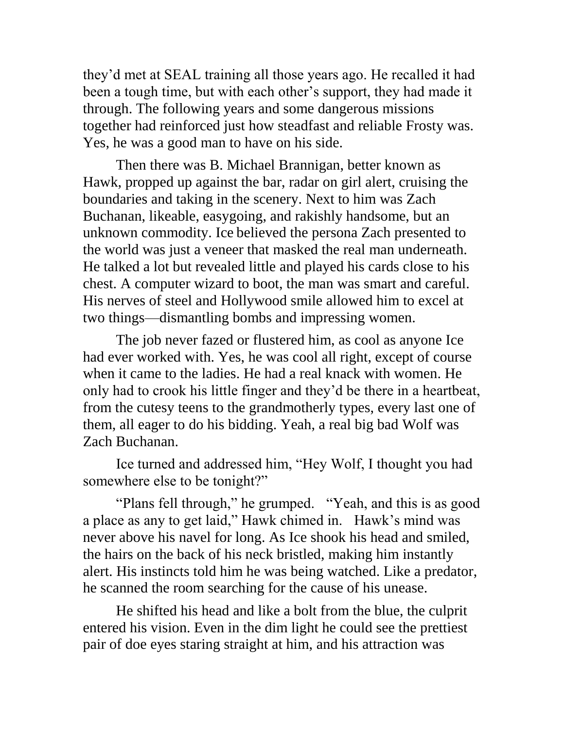they'd met at SEAL training all those years ago. He recalled it had been a tough time, but with each other's support, they had made it through. The following years and some dangerous missions together had reinforced just how steadfast and reliable Frosty was. Yes, he was a good man to have on his side.

Then there was B. Michael Brannigan, better known as Hawk, propped up against the bar, radar on girl alert, cruising the boundaries and taking in the scenery. Next to him was Zach Buchanan, likeable, easygoing, and rakishly handsome, but an unknown commodity. Ice believed the persona Zach presented to the world was just a veneer that masked the real man underneath. He talked a lot but revealed little and played his cards close to his chest. A computer wizard to boot, the man was smart and careful. His nerves of steel and Hollywood smile allowed him to excel at two things—dismantling bombs and impressing women.

The job never fazed or flustered him, as cool as anyone Ice had ever worked with. Yes, he was cool all right, except of course when it came to the ladies. He had a real knack with women. He only had to crook his little finger and they'd be there in a heartbeat, from the cutesy teens to the grandmotherly types, every last one of them, all eager to do his bidding. Yeah, a real big bad Wolf was Zach Buchanan.

Ice turned and addressed him, "Hey Wolf, I thought you had somewhere else to be tonight?"

"Plans fell through," he grumped. "Yeah, and this is as good a place as any to get laid," Hawk chimed in. Hawk's mind was never above his navel for long. As Ice shook his head and smiled, the hairs on the back of his neck bristled, making him instantly alert. His instincts told him he was being watched. Like a predator, he scanned the room searching for the cause of his unease.

He shifted his head and like a bolt from the blue, the culprit entered his vision. Even in the dim light he could see the prettiest pair of doe eyes staring straight at him, and his attraction was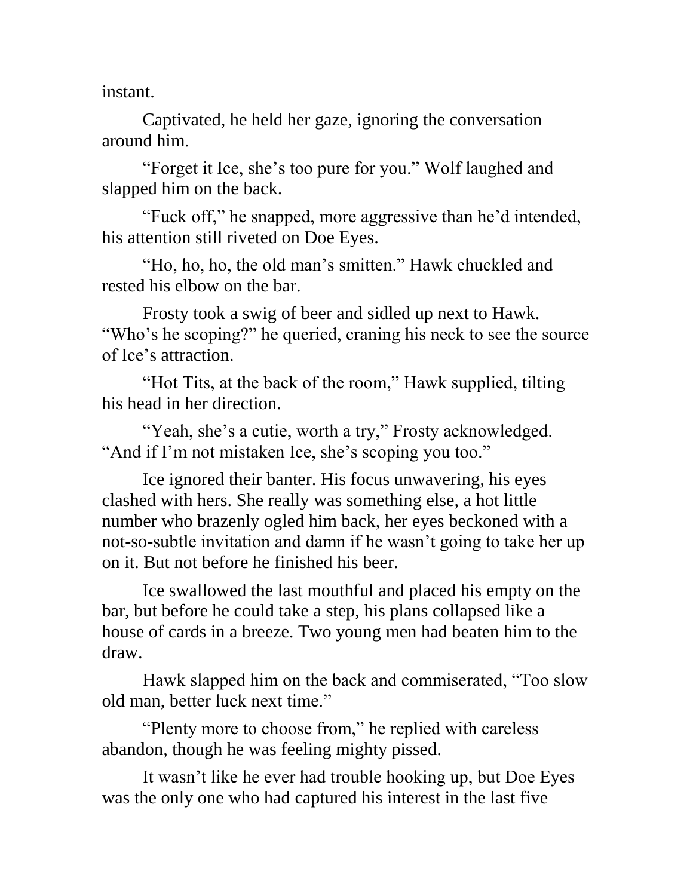instant.

Captivated, he held her gaze, ignoring the conversation around him.

"Forget it Ice, she's too pure for you." Wolf laughed and slapped him on the back.

"Fuck off," he snapped, more aggressive than he'd intended, his attention still riveted on Doe Eyes.

"Ho, ho, ho, the old man's smitten." Hawk chuckled and rested his elbow on the bar.

Frosty took a swig of beer and sidled up next to Hawk. "Who's he scoping?" he queried, craning his neck to see the source of Ice's attraction.

"Hot Tits, at the back of the room," Hawk supplied, tilting his head in her direction.

"Yeah, she's a cutie, worth a try," Frosty acknowledged. "And if I'm not mistaken Ice, she's scoping you too."

Ice ignored their banter. His focus unwavering, his eyes clashed with hers. She really was something else, a hot little number who brazenly ogled him back, her eyes beckoned with a not-so-subtle invitation and damn if he wasn't going to take her up on it. But not before he finished his beer.

Ice swallowed the last mouthful and placed his empty on the bar, but before he could take a step, his plans collapsed like a house of cards in a breeze. Two young men had beaten him to the draw.

Hawk slapped him on the back and commiserated, "Too slow old man, better luck next time."

"Plenty more to choose from," he replied with careless abandon, though he was feeling mighty pissed.

It wasn't like he ever had trouble hooking up, but Doe Eyes was the only one who had captured his interest in the last five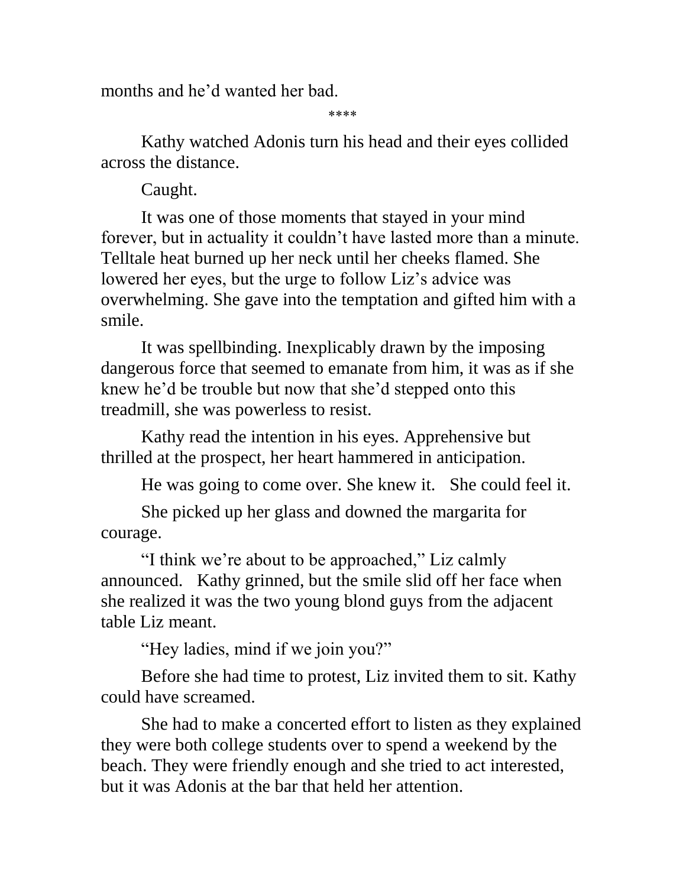months and he'd wanted her bad.

\*\*\*\*

Kathy watched Adonis turn his head and their eyes collided across the distance.

Caught.

It was one of those moments that stayed in your mind forever, but in actuality it couldn't have lasted more than a minute. Telltale heat burned up her neck until her cheeks flamed. She lowered her eyes, but the urge to follow Liz's advice was overwhelming. She gave into the temptation and gifted him with a smile.

It was spellbinding. Inexplicably drawn by the imposing dangerous force that seemed to emanate from him, it was as if she knew he'd be trouble but now that she'd stepped onto this treadmill, she was powerless to resist.

Kathy read the intention in his eyes. Apprehensive but thrilled at the prospect, her heart hammered in anticipation.

He was going to come over. She knew it. She could feel it.

She picked up her glass and downed the margarita for courage.

"I think we're about to be approached," Liz calmly announced. Kathy grinned, but the smile slid off her face when she realized it was the two young blond guys from the adjacent table Liz meant.

"Hey ladies, mind if we join you?"

Before she had time to protest, Liz invited them to sit. Kathy could have screamed.

She had to make a concerted effort to listen as they explained they were both college students over to spend a weekend by the beach. They were friendly enough and she tried to act interested, but it was Adonis at the bar that held her attention.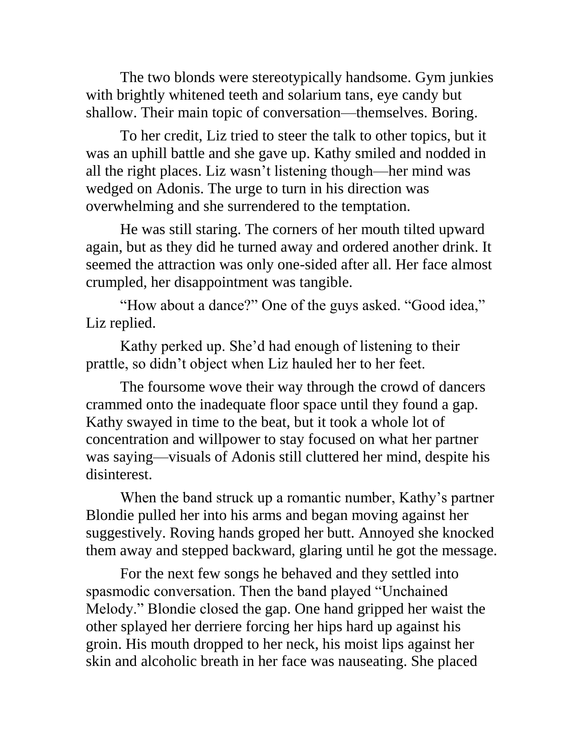The two blonds were stereotypically handsome. Gym junkies with brightly whitened teeth and solarium tans, eye candy but shallow. Their main topic of conversation—themselves. Boring.

To her credit, Liz tried to steer the talk to other topics, but it was an uphill battle and she gave up. Kathy smiled and nodded in all the right places. Liz wasn't listening though—her mind was wedged on Adonis. The urge to turn in his direction was overwhelming and she surrendered to the temptation.

He was still staring. The corners of her mouth tilted upward again, but as they did he turned away and ordered another drink. It seemed the attraction was only one-sided after all. Her face almost crumpled, her disappointment was tangible.

"How about a dance?" One of the guys asked. "Good idea," Liz replied.

Kathy perked up. She'd had enough of listening to their prattle, so didn't object when Liz hauled her to her feet.

The foursome wove their way through the crowd of dancers crammed onto the inadequate floor space until they found a gap. Kathy swayed in time to the beat, but it took a whole lot of concentration and willpower to stay focused on what her partner was saying—visuals of Adonis still cluttered her mind, despite his disinterest.

When the band struck up a romantic number, Kathy's partner Blondie pulled her into his arms and began moving against her suggestively. Roving hands groped her butt. Annoyed she knocked them away and stepped backward, glaring until he got the message.

For the next few songs he behaved and they settled into spasmodic conversation. Then the band played "Unchained Melody." Blondie closed the gap. One hand gripped her waist the other splayed her derriere forcing her hips hard up against his groin. His mouth dropped to her neck, his moist lips against her skin and alcoholic breath in her face was nauseating. She placed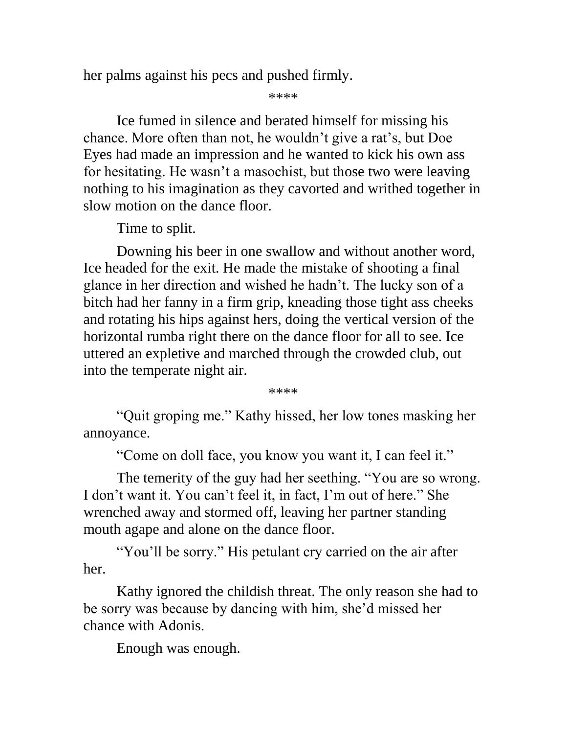her palms against his pecs and pushed firmly.

****

Ice fumed in silence and berated himself for missing his chance. More often than not, he wouldn't give a rat's, but Doe Eyes had made an impression and he wanted to kick his own ass for hesitating. He wasn't a masochist, but those two were leaving nothing to his imagination as they cavorted and writhed together in slow motion on the dance floor.

Time to split.

Downing his beer in one swallow and without another word, Ice headed for the exit. He made the mistake of shooting a final glance in her direction and wished he hadn't. The lucky son of a bitch had her fanny in a firm grip, kneading those tight ass cheeks and rotating his hips against hers, doing the vertical version of the horizontal rumba right there on the dance floor for all to see. Ice uttered an expletive and marched through the crowded club, out into the temperate night air.

****

"Quit groping me." Kathy hissed, her low tones masking her annoyance.

"Come on doll face, you know you want it, I can feel it."

The temerity of the guy had her seething. "You are so wrong. I don't want it. You can't feel it, in fact, I'm out of here." She wrenched away and stormed off, leaving her partner standing mouth agape and alone on the dance floor.

"You'll be sorry." His petulant cry carried on the air after her.

Kathy ignored the childish threat. The only reason she had to be sorry was because by dancing with him, she'd missed her chance with Adonis.

Enough was enough.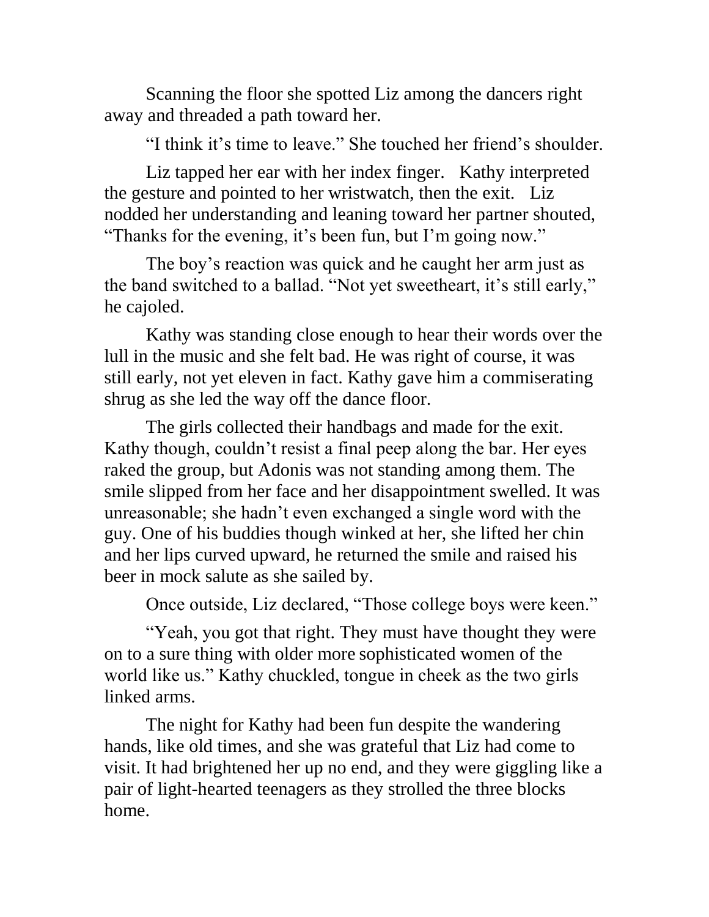Scanning the floor she spotted Liz among the dancers right away and threaded a path toward her.

"I think it's time to leave." She touched her friend's shoulder.

Liz tapped her ear with her index finger. Kathy interpreted the gesture and pointed to her wristwatch, then the exit. Liz nodded her understanding and leaning toward her partner shouted, "Thanks for the evening, it's been fun, but I'm going now."

The boy's reaction was quick and he caught her arm just as the band switched to a ballad. "Not yet sweetheart, it's still early," he cajoled.

Kathy was standing close enough to hear their words over the lull in the music and she felt bad. He was right of course, it was still early, not yet eleven in fact. Kathy gave him a commiserating shrug as she led the way off the dance floor.

The girls collected their handbags and made for the exit. Kathy though, couldn't resist a final peep along the bar. Her eyes raked the group, but Adonis was not standing among them. The smile slipped from her face and her disappointment swelled. It was unreasonable; she hadn't even exchanged a single word with the guy. One of his buddies though winked at her, she lifted her chin and her lips curved upward, he returned the smile and raised his beer in mock salute as she sailed by.

Once outside, Liz declared, "Those college boys were keen."

"Yeah, you got that right. They must have thought they were on to a sure thing with older more sophisticated women of the world like us." Kathy chuckled, tongue in cheek as the two girls linked arms.

The night for Kathy had been fun despite the wandering hands, like old times, and she was grateful that Liz had come to visit. It had brightened her up no end, and they were giggling like a pair of light-hearted teenagers as they strolled the three blocks home.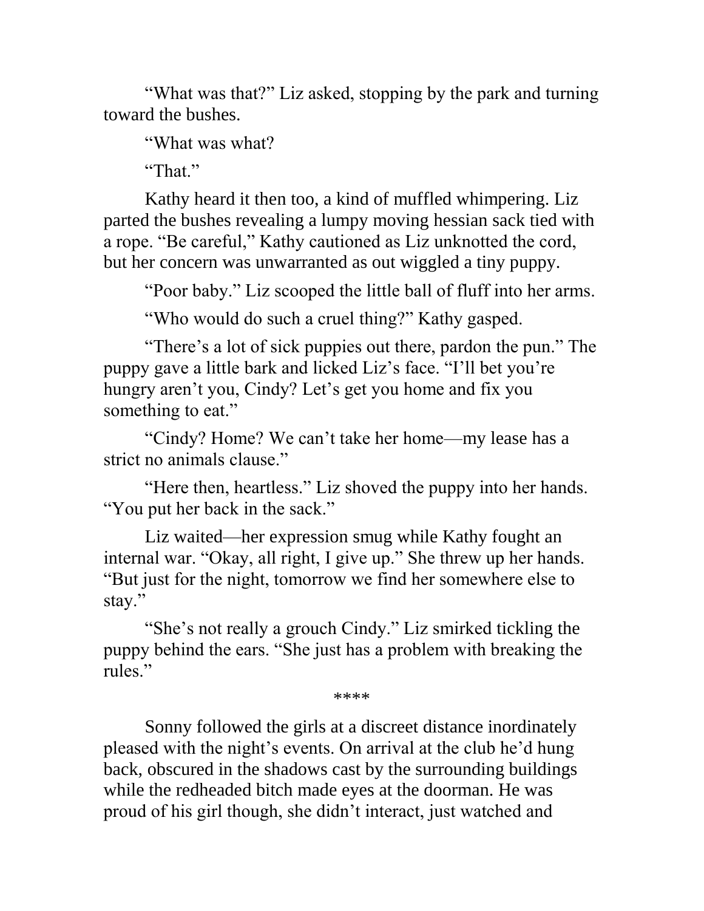"What was that?" Liz asked, stopping by the park and turning toward the bushes.

"What was what?

"That."

Kathy heard it then too, a kind of muffled whimpering. Liz parted the bushes revealing a lumpy moving hessian sack tied with a rope. "Be careful," Kathy cautioned as Liz unknotted the cord, but her concern was unwarranted as out wiggled a tiny puppy.

"Poor baby." Liz scooped the little ball of fluff into her arms.

"Who would do such a cruel thing?" Kathy gasped.

"There's a lot of sick puppies out there, pardon the pun." The puppy gave a little bark and licked Liz's face. "I'll bet you're hungry aren't you, Cindy? Let's get you home and fix you something to eat."

"Cindy? Home? We can't take her home—my lease has a strict no animals clause."

"Here then, heartless." Liz shoved the puppy into her hands. "You put her back in the sack."

Liz waited—her expression smug while Kathy fought an internal war. "Okay, all right, I give up." She threw up her hands. "But just for the night, tomorrow we find her somewhere else to stay."

"She's not really a grouch Cindy." Liz smirked tickling the puppy behind the ears. "She just has a problem with breaking the rules."

****

Sonny followed the girls at a discreet distance inordinately pleased with the night's events. On arrival at the club he'd hung back, obscured in the shadows cast by the surrounding buildings while the redheaded bitch made eyes at the doorman. He was proud of his girl though, she didn't interact, just watched and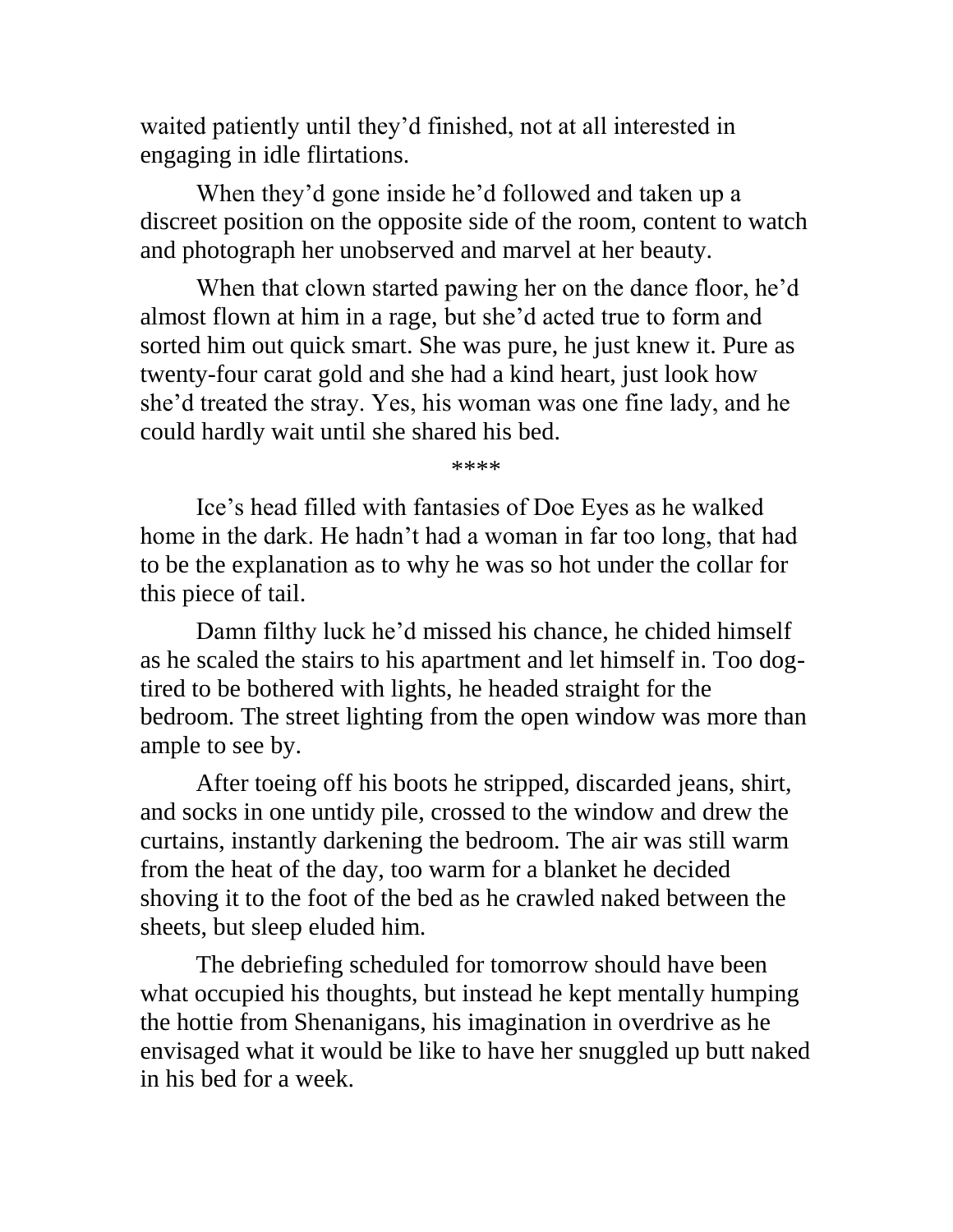waited patiently until they'd finished, not at all interested in engaging in idle flirtations.

When they'd gone inside he'd followed and taken up a discreet position on the opposite side of the room, content to watch and photograph her unobserved and marvel at her beauty.

When that clown started pawing her on the dance floor, he'd almost flown at him in a rage, but she'd acted true to form and sorted him out quick smart. She was pure, he just knew it. Pure as twenty-four carat gold and she had a kind heart, just look how she'd treated the stray. Yes, his woman was one fine lady, and he could hardly wait until she shared his bed.

****

Ice's head filled with fantasies of Doe Eyes as he walked home in the dark. He hadn't had a woman in far too long, that had to be the explanation as to why he was so hot under the collar for this piece of tail.

Damn filthy luck he'd missed his chance, he chided himself as he scaled the stairs to his apartment and let himself in. Too dog-tired to be bothered with lights, he headed straight for the bedroom. The street lighting from the open window was more than ample to see by.

After toeing off his boots he stripped, discarded jeans, shirt, and socks in one untidy pile, crossed to the window and drew the curtains, instantly darkening the bedroom. The air was still warm from the heat of the day, too warm for a blanket he decided shoving it to the foot of the bed as he crawled naked between the sheets, but sleep eluded him.

The debriefing scheduled for tomorrow should have been what occupied his thoughts, but instead he kept mentally humping the hottie from Shenanigans, his imagination in overdrive as he envisaged what it would be like to have her snuggled up butt naked in his bed for a week.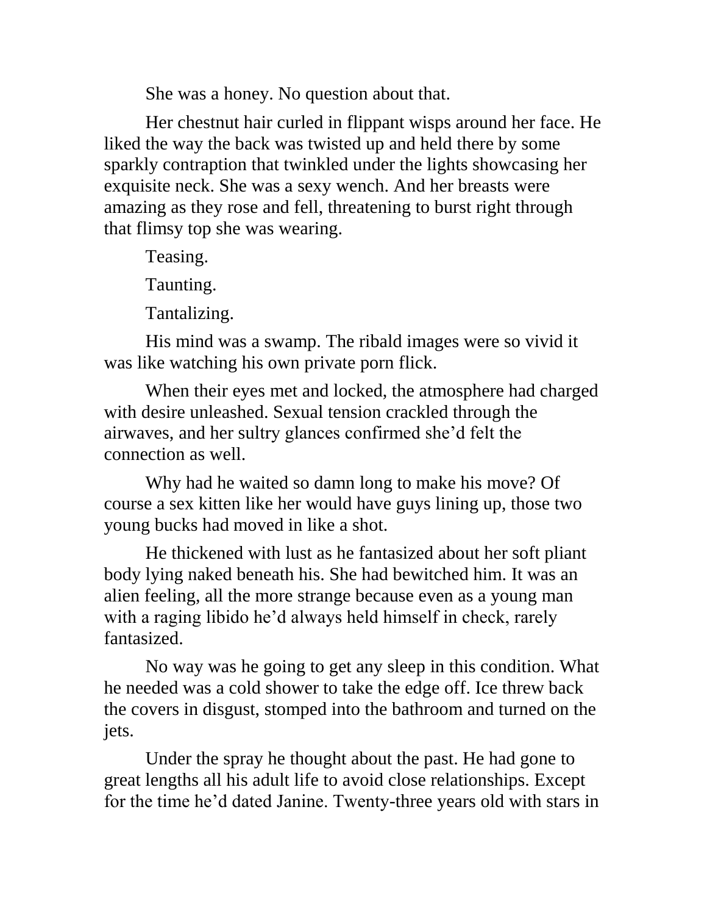She was a honey. No question about that.

Her chestnut hair curled in flippant wisps around her face. He liked the way the back was twisted up and held there by some sparkly contraption that twinkled under the lights showcasing her exquisite neck. She was a sexy wench. And her breasts were amazing as they rose and fell, threatening to burst right through that flimsy top she was wearing.

Teasing.

Taunting.

Tantalizing.

His mind was a swamp. The ribald images were so vivid it was like watching his own private porn flick.

When their eyes met and locked, the atmosphere had charged with desire unleashed. Sexual tension crackled through the airwaves, and her sultry glances confirmed she'd felt the connection as well.

Why had he waited so damn long to make his move? Of course a sex kitten like her would have guys lining up, those two young bucks had moved in like a shot.

He thickened with lust as he fantasized about her soft pliant body lying naked beneath his. She had bewitched him. It was an alien feeling, all the more strange because even as a young man with a raging libido he'd always held himself in check, rarely fantasized.

No way was he going to get any sleep in this condition. What he needed was a cold shower to take the edge off. Ice threw back the covers in disgust, stomped into the bathroom and turned on the jets.

Under the spray he thought about the past. He had gone to great lengths all his adult life to avoid close relationships. Except for the time he'd dated Janine. Twenty-three years old with stars in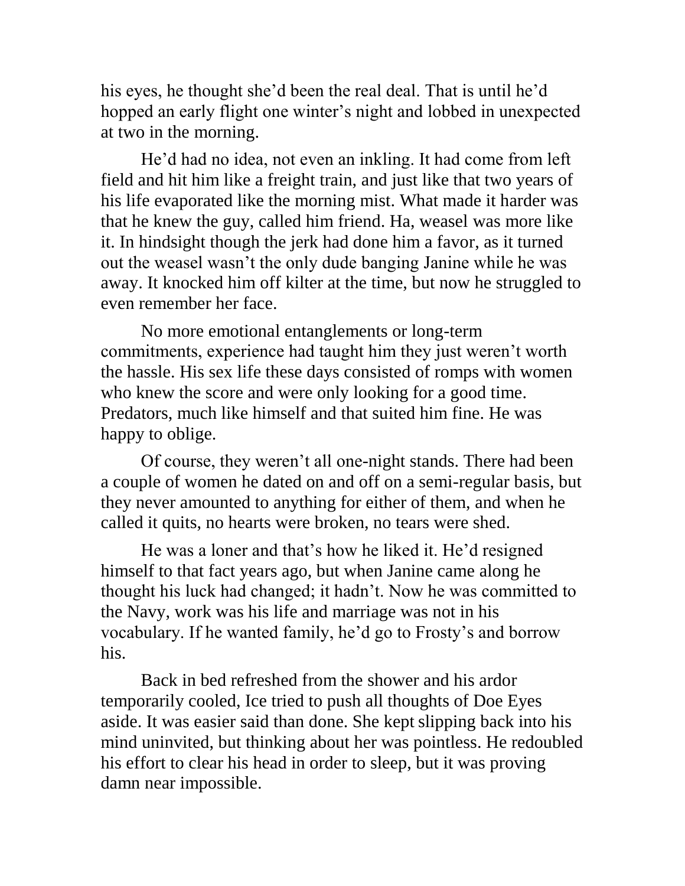his eyes, he thought she'd been the real deal. That is until he'd hopped an early flight one winter's night and lobbed in unexpected at two in the morning.

He'd had no idea, not even an inkling. It had come from left field and hit him like a freight train, and just like that two years of his life evaporated like the morning mist. What made it harder was that he knew the guy, called him friend. Ha, weasel was more like it. In hindsight though the jerk had done him a favor, as it turned out the weasel wasn't the only dude banging Janine while he was away. It knocked him off kilter at the time, but now he struggled to even remember her face.

No more emotional entanglements or long-term commitments, experience had taught him they just weren't worth the hassle. His sex life these days consisted of romps with women who knew the score and were only looking for a good time. Predators, much like himself and that suited him fine. He was happy to oblige.

Of course, they weren't all one-night stands. There had been a couple of women he dated on and off on a semi-regular basis, but they never amounted to anything for either of them, and when he called it quits, no hearts were broken, no tears were shed.

He was a loner and that's how he liked it. He'd resigned himself to that fact years ago, but when Janine came along he thought his luck had changed; it hadn't. Now he was committed to the Navy, work was his life and marriage was not in his vocabulary. If he wanted family, he'd go to Frosty's and borrow his.

Back in bed refreshed from the shower and his ardor temporarily cooled, Ice tried to push all thoughts of Doe Eyes aside. It was easier said than done. She kept slipping back into his mind uninvited, but thinking about her was pointless. He redoubled his effort to clear his head in order to sleep, but it was proving damn near impossible.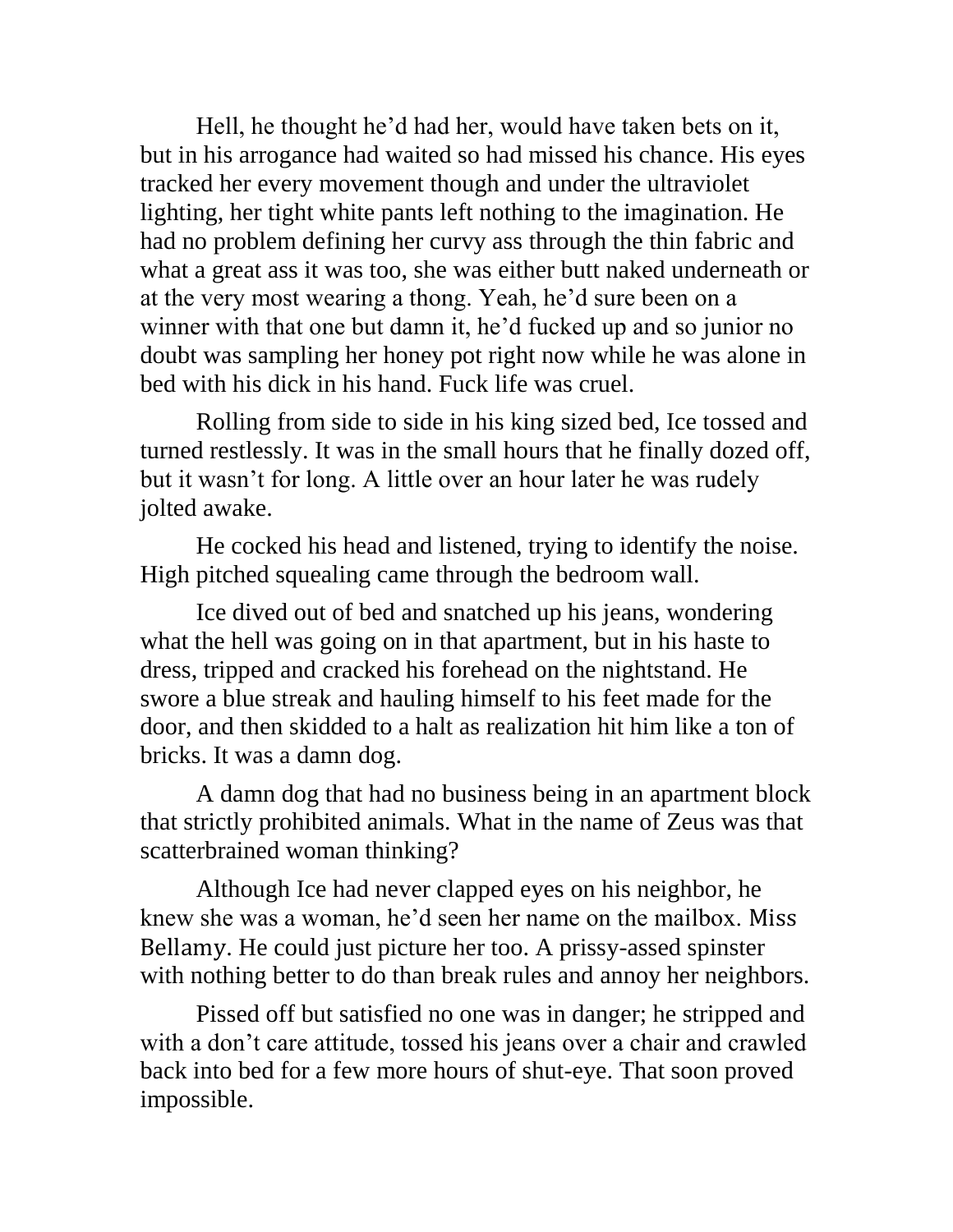Hell, he thought he'd had her, would have taken bets on it, but in his arrogance had waited so had missed his chance. His eyes tracked her every movement though and under the ultraviolet lighting, her tight white pants left nothing to the imagination. He had no problem defining her curvy ass through the thin fabric and what a great ass it was too, she was either butt naked underneath or at the very most wearing a thong. Yeah, he'd sure been on a winner with that one but damn it, he'd fucked up and so junior no doubt was sampling her honey pot right now while he was alone in bed with his dick in his hand. Fuck life was cruel.

Rolling from side to side in his king sized bed, Ice tossed and turned restlessly. It was in the small hours that he finally dozed off, but it wasn't for long. A little over an hour later he was rudely jolted awake.

He cocked his head and listened, trying to identify the noise. High pitched squealing came through the bedroom wall.

Ice dived out of bed and snatched up his jeans, wondering what the hell was going on in that apartment, but in his haste to dress, tripped and cracked his forehead on the nightstand. He swore a blue streak and hauling himself to his feet made for the door, and then skidded to a halt as realization hit him like a ton of bricks. It was a damn dog.

A damn dog that had no business being in an apartment block that strictly prohibited animals. What in the name of Zeus was that scatterbrained woman thinking?

Although Ice had never clapped eyes on his neighbor, he knew she was a woman, he'd seen her name on the mailbox. Miss Bellamy. He could just picture her too. A prissy-assed spinster with nothing better to do than break rules and annoy her neighbors.

Pissed off but satisfied no one was in danger; he stripped and with a don't care attitude, tossed his jeans over a chair and crawled back into bed for a few more hours of shut-eye. That soon proved impossible.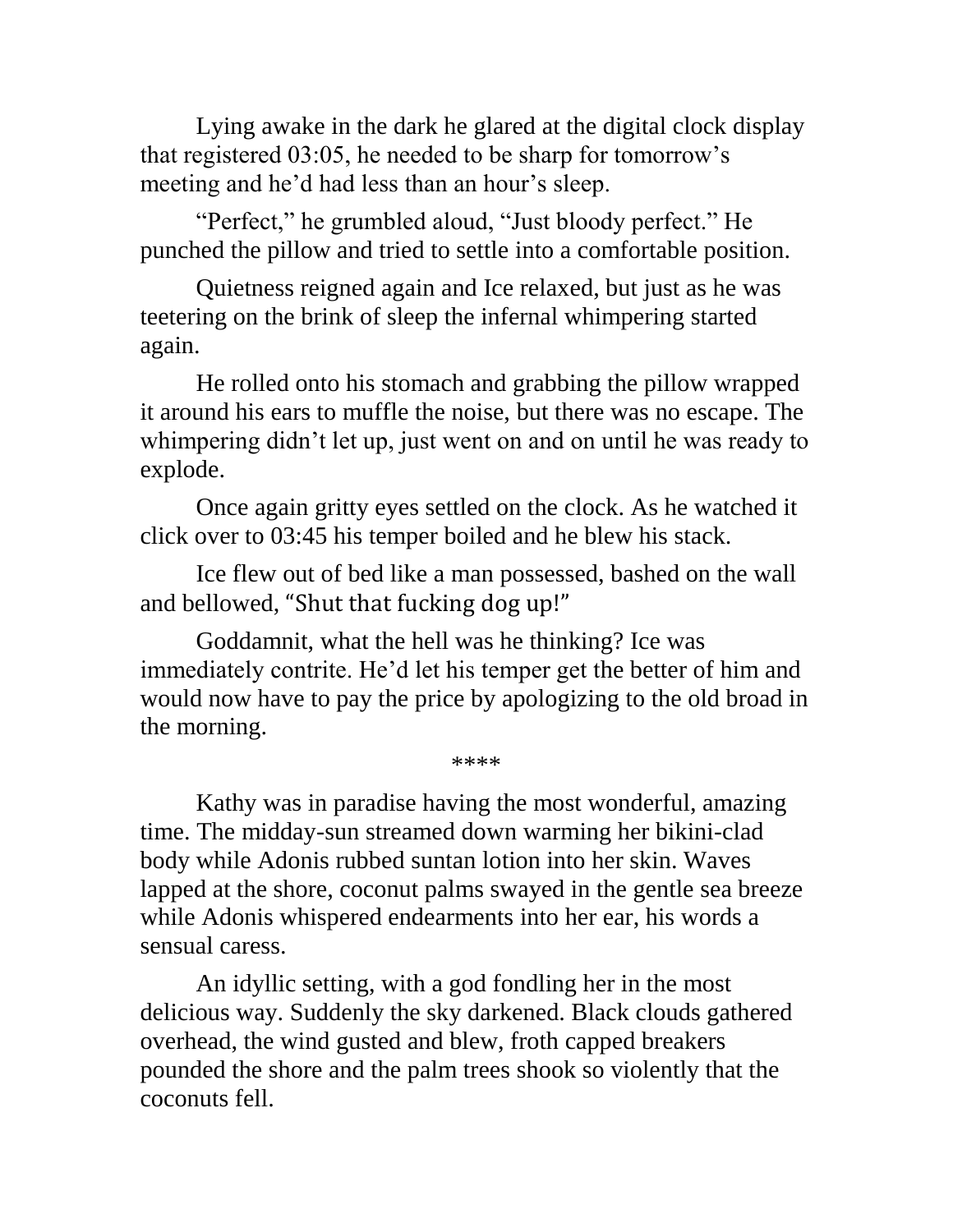Lying awake in the dark he glared at the digital clock display that registered 03:05, he needed to be sharp for tomorrow's meeting and he'd had less than an hour's sleep.

"Perfect," he grumbled aloud, "Just bloody perfect." He punched the pillow and tried to settle into a comfortable position.

Quietness reigned again and Ice relaxed, but just as he was teetering on the brink of sleep the infernal whimpering started again.

He rolled onto his stomach and grabbing the pillow wrapped it around his ears to muffle the noise, but there was no escape. The whimpering didn't let up, just went on and on until he was ready to explode.

Once again gritty eyes settled on the clock. As he watched it click over to 03:45 his temper boiled and he blew his stack.

Ice flew out of bed like a man possessed, bashed on the wall and bellowed, "Shut that fucking dog up!"

Goddamnit, what the hell was he thinking? Ice was immediately contrite. He'd let his temper get the better of him and would now have to pay the price by apologizing to the old broad in the morning.

****

Kathy was in paradise having the most wonderful, amazing time. The midday-sun streamed down warming her bikini-clad body while Adonis rubbed suntan lotion into her skin. Waves lapped at the shore, coconut palms swayed in the gentle sea breeze while Adonis whispered endearments into her ear, his words a sensual caress.

An idyllic setting, with a god fondling her in the most delicious way. Suddenly the sky darkened. Black clouds gathered overhead, the wind gusted and blew, froth capped breakers pounded the shore and the palm trees shook so violently that the coconuts fell.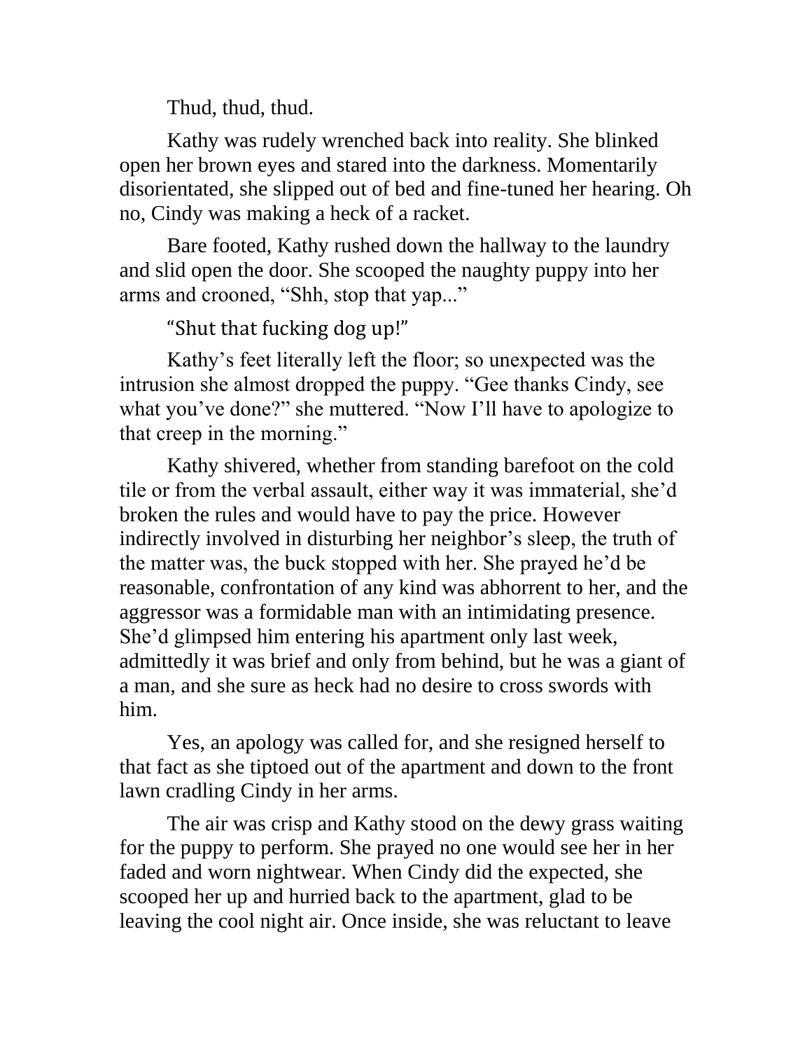Thud, thud, thud.

Kathy was rudely wrenched back into reality. She blinked open her brown eyes and stared into the darkness. Momentarily disorientated, she slipped out of bed and fine-tuned her hearing. Oh no, Cindy was making a heck of a racket.

Bare footed, Kathy rushed down the hallway to the laundry and slid open the door. She scooped the naughty puppy into her arms and crooned, "Shh, stop that yap..."

"Shut that fucking dog up!"

Kathy's feet literally left the floor; so unexpected was the intrusion she almost dropped the puppy. "Gee thanks Cindy, see what you've done?" she muttered. "Now I'll have to apologize to that creep in the morning."

Kathy shivered, whether from standing barefoot on the cold tile or from the verbal assault, either way it was immaterial, she'd broken the rules and would have to pay the price. However indirectly involved in disturbing her neighbor's sleep, the truth of the matter was, the buck stopped with her. She prayed he'd be reasonable, confrontation of any kind was abhorrent to her, and the aggressor was a formidable man with an intimidating presence. She'd glimpsed him entering his apartment only last week, admittedly it was brief and only from behind, but he was a giant of a man, and she sure as heck had no desire to cross swords with him.

Yes, an apology was called for, and she resigned herself to that fact as she tiptoed out of the apartment and down to the front lawn cradling Cindy in her arms.

The air was crisp and Kathy stood on the dewy grass waiting for the puppy to perform. She prayed no one would see her in her faded and worn nightwear. When Cindy did the expected, she scooped her up and hurried back to the apartment, glad to be leaving the cool night air. Once inside, she was reluctant to leave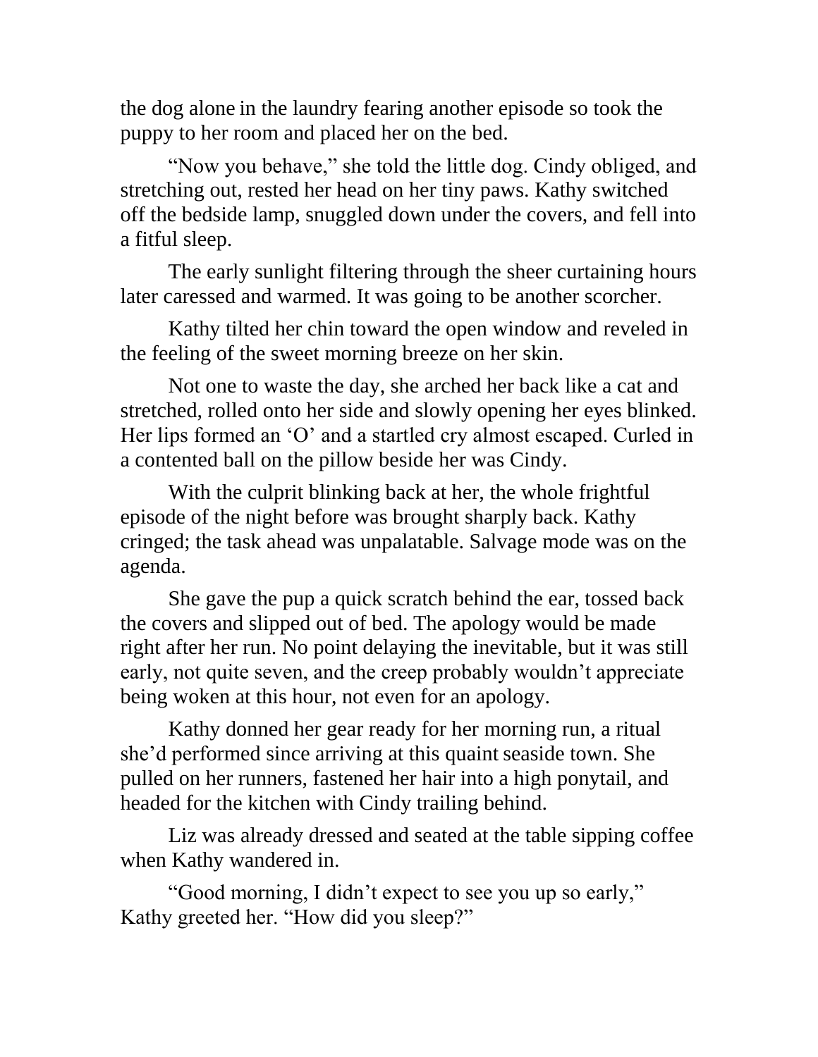the dog alone in the laundry fearing another episode so took the puppy to her room and placed her on the bed.

"Now you behave," she told the little dog. Cindy obliged, and stretching out, rested her head on her tiny paws. Kathy switched off the bedside lamp, snuggled down under the covers, and fell into a fitful sleep.

The early sunlight filtering through the sheer curtaining hours later caressed and warmed. It was going to be another scorcher.

Kathy tilted her chin toward the open window and reveled in the feeling of the sweet morning breeze on her skin.

Not one to waste the day, she arched her back like a cat and stretched, rolled onto her side and slowly opening her eyes blinked. Her lips formed an 'O' and a startled cry almost escaped. Curled in a contented ball on the pillow beside her was Cindy.

With the culprit blinking back at her, the whole frightful episode of the night before was brought sharply back. Kathy cringed; the task ahead was unpalatable. Salvage mode was on the agenda.

She gave the pup a quick scratch behind the ear, tossed back the covers and slipped out of bed. The apology would be made right after her run. No point delaying the inevitable, but it was still early, not quite seven, and the creep probably wouldn't appreciate being woken at this hour, not even for an apology.

Kathy donned her gear ready for her morning run, a ritual she'd performed since arriving at this quaint seaside town. She pulled on her runners, fastened her hair into a high ponytail, and headed for the kitchen with Cindy trailing behind.

Liz was already dressed and seated at the table sipping coffee when Kathy wandered in.

"Good morning, I didn't expect to see you up so early," Kathy greeted her. "How did you sleep?"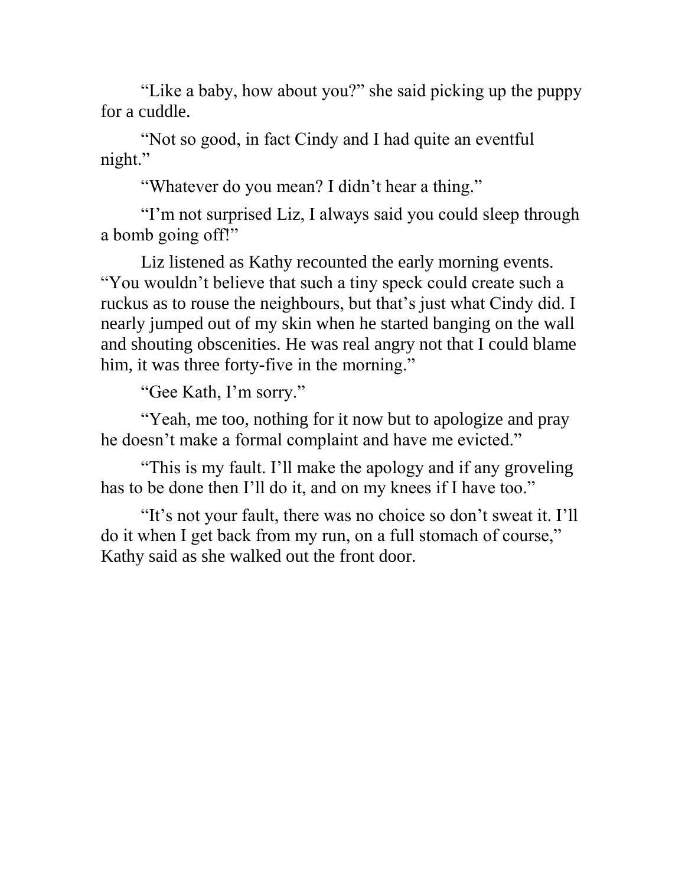"Like a baby, how about you?" she said picking up the puppy for a cuddle.

"Not so good, in fact Cindy and I had quite an eventful night."

"Whatever do you mean? I didn't hear a thing."

"I'm not surprised Liz, I always said you could sleep through a bomb going off!"

Liz listened as Kathy recounted the early morning events. "You wouldn't believe that such a tiny speck could create such a ruckus as to rouse the neighbours, but that's just what Cindy did. I nearly jumped out of my skin when he started banging on the wall and shouting obscenities. He was real angry not that I could blame him, it was three forty-five in the morning."

"Gee Kath, I'm sorry."

"Yeah, me too, nothing for it now but to apologize and pray he doesn't make a formal complaint and have me evicted."

"This is my fault. I'll make the apology and if any groveling has to be done then I'll do it, and on my knees if I have too."

"It's not your fault, there was no choice so don't sweat it. I'll do it when I get back from my run, on a full stomach of course," Kathy said as she walked out the front door.